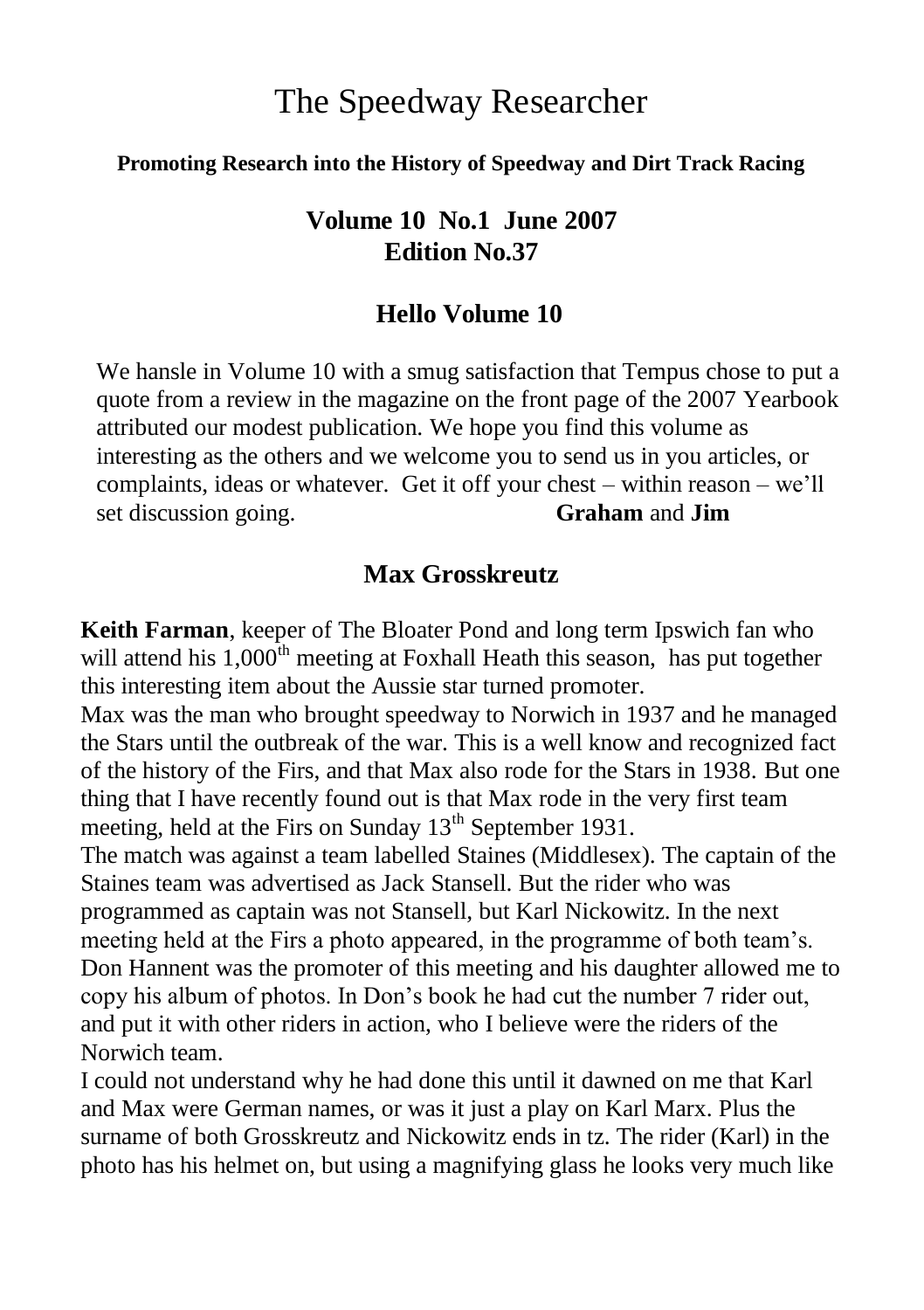# The Speedway Researcher

**Promoting Research into the History of Speedway and Dirt Track Racing**

**Volume 10 No.1 June 2007**
**Edition No.37**

## Hello Volume 10

We hansle in Volume 10 with a smug satisfaction that Tempus chose to put a quote from a review in the magazine on the front page of the 2007 Yearbook attributed our modest publication. We hope you find this volume as interesting as the others and we welcome you to send us in you articles, or complaints, ideas or whatever. Get it off your chest – within reason – we'll set discussion going. **Graham** and **Jim**

## Max Grosskreutz

**Keith Farman**, keeper of The Bloater Pond and long term Ipswich fan who will attend his 1,000th meeting at Foxhall Heath this season, has put together this interesting item about the Aussie star turned promoter.

Max was the man who brought speedway to Norwich in 1937 and he managed the Stars until the outbreak of the war. This is a well know and recognized fact of the history of the Firs, and that Max also rode for the Stars in 1938. But one thing that I have recently found out is that Max rode in the very first team meeting, held at the Firs on Sunday 13th September 1931.

The match was against a team labelled Staines (Middlesex). The captain of the Staines team was advertised as Jack Stansell. But the rider who was programmed as captain was not Stansell, but Karl Nickowitz. In the next meeting held at the Firs a photo appeared, in the programme of both team's. Don Hannent was the promoter of this meeting and his daughter allowed me to copy his album of photos. In Don's book he had cut the number 7 rider out, and put it with other riders in action, who I believe were the riders of the Norwich team.

I could not understand why he had done this until it dawned on me that Karl and Max were German names, or was it just a play on Karl Marx. Plus the surname of both Grosskreutz and Nickowitz ends in tz. The rider (Karl) in the photo has his helmet on, but using a magnifying glass he looks very much like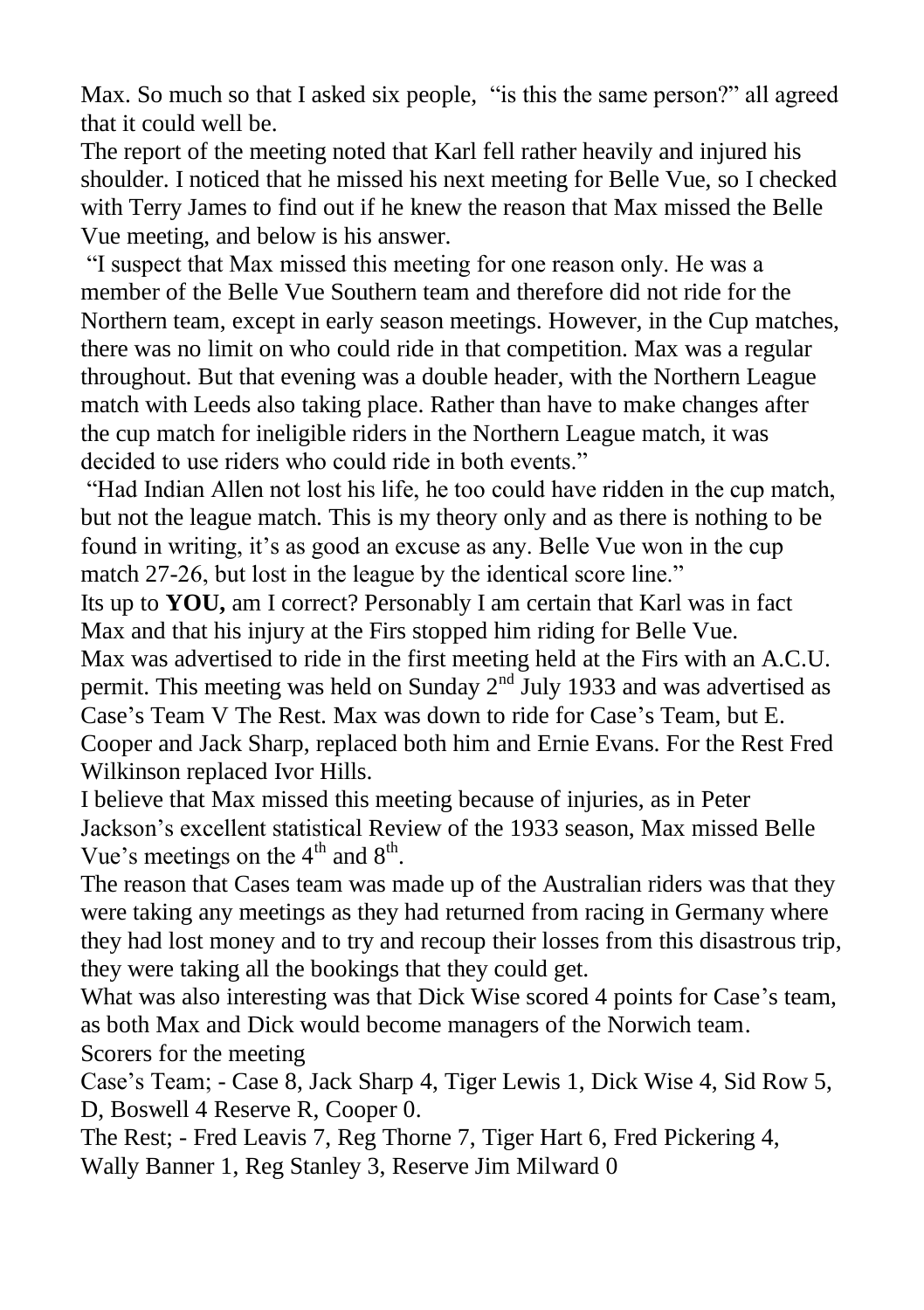Max. So much so that I asked six people, "is this the same person?" all agreed that it could well be.

The report of the meeting noted that Karl fell rather heavily and injured his shoulder. I noticed that he missed his next meeting for Belle Vue, so I checked with Terry James to find out if he knew the reason that Max missed the Belle Vue meeting, and below is his answer.

"I suspect that Max missed this meeting for one reason only. He was a member of the Belle Vue Southern team and therefore did not ride for the Northern team, except in early season meetings. However, in the Cup matches, there was no limit on who could ride in that competition. Max was a regular throughout. But that evening was a double header, with the Northern League match with Leeds also taking place. Rather than have to make changes after the cup match for ineligible riders in the Northern League match, it was decided to use riders who could ride in both events."

"Had Indian Allen not lost his life, he too could have ridden in the cup match, but not the league match. This is my theory only and as there is nothing to be found in writing, it's as good an excuse as any. Belle Vue won in the cup match 27-26, but lost in the league by the identical score line."

Its up to **YOU,** am I correct? Personably I am certain that Karl was in fact Max and that his injury at the Firs stopped him riding for Belle Vue.

Max was advertised to ride in the first meeting held at the Firs with an A.C.U. permit. This meeting was held on Sunday 2nd July 1933 and was advertised as Case's Team V The Rest. Max was down to ride for Case's Team, but E. Cooper and Jack Sharp, replaced both him and Ernie Evans. For the Rest Fred Wilkinson replaced Ivor Hills.

I believe that Max missed this meeting because of injuries, as in Peter Jackson's excellent statistical Review of the 1933 season, Max missed Belle Vue's meetings on the 4th and 8th.

The reason that Cases team was made up of the Australian riders was that they were taking any meetings as they had returned from racing in Germany where they had lost money and to try and recoup their losses from this disastrous trip, they were taking all the bookings that they could get.

What was also interesting was that Dick Wise scored 4 points for Case's team, as both Max and Dick would become managers of the Norwich team.

Scorers for the meeting

Case's Team; - Case 8, Jack Sharp 4, Tiger Lewis 1, Dick Wise 4, Sid Row 5, D, Boswell 4 Reserve R, Cooper 0.

The Rest; - Fred Leavis 7, Reg Thorne 7, Tiger Hart 6, Fred Pickering 4, Wally Banner 1, Reg Stanley 3, Reserve Jim Milward 0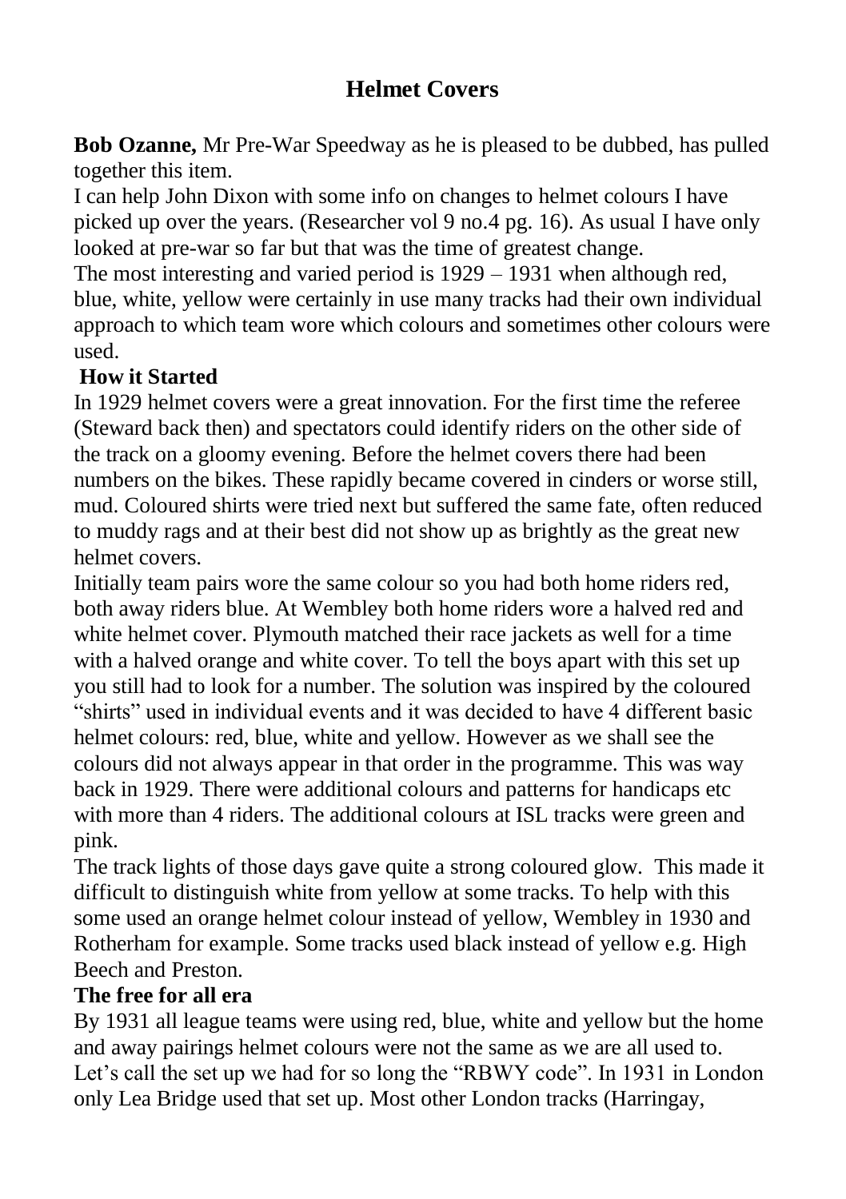## Helmet Covers

**Bob Ozanne,** Mr Pre-War Speedway as he is pleased to be dubbed, has pulled together this item.

I can help John Dixon with some info on changes to helmet colours I have picked up over the years. (Researcher vol 9 no.4 pg. 16). As usual I have only looked at pre-war so far but that was the time of greatest change.

The most interesting and varied period is 1929 – 1931 when although red, blue, white, yellow were certainly in use many tracks had their own individual approach to which team wore which colours and sometimes other colours were used.

### How it Started

In 1929 helmet covers were a great innovation. For the first time the referee (Steward back then) and spectators could identify riders on the other side of the track on a gloomy evening. Before the helmet covers there had been numbers on the bikes. These rapidly became covered in cinders or worse still, mud. Coloured shirts were tried next but suffered the same fate, often reduced to muddy rags and at their best did not show up as brightly as the great new helmet covers.

Initially team pairs wore the same colour so you had both home riders red, both away riders blue. At Wembley both home riders wore a halved red and white helmet cover. Plymouth matched their race jackets as well for a time with a halved orange and white cover. To tell the boys apart with this set up you still had to look for a number. The solution was inspired by the coloured "shirts" used in individual events and it was decided to have 4 different basic helmet colours: red, blue, white and yellow. However as we shall see the colours did not always appear in that order in the programme. This was way back in 1929. There were additional colours and patterns for handicaps etc with more than 4 riders. The additional colours at ISL tracks were green and pink.

The track lights of those days gave quite a strong coloured glow. This made it difficult to distinguish white from yellow at some tracks. To help with this some used an orange helmet colour instead of yellow, Wembley in 1930 and Rotherham for example. Some tracks used black instead of yellow e.g. High Beech and Preston.

### The free for all era

By 1931 all league teams were using red, blue, white and yellow but the home and away pairings helmet colours were not the same as we are all used to. Let's call the set up we had for so long the "RBWY code". In 1931 in London only Lea Bridge used that set up. Most other London tracks (Harringay,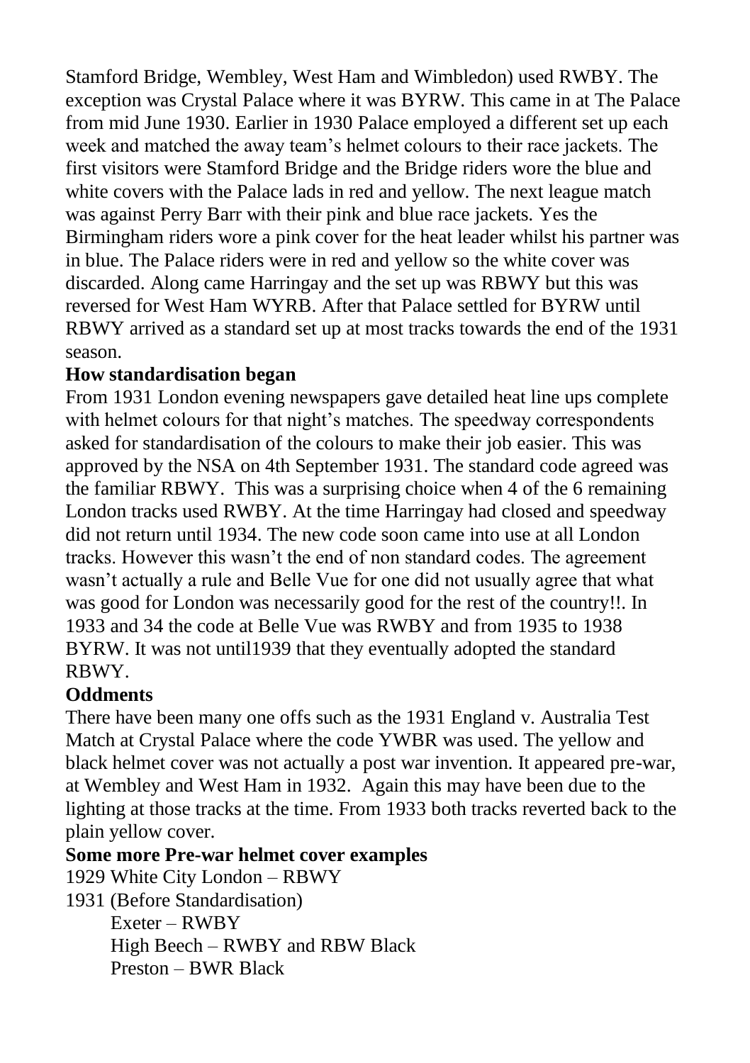Stamford Bridge, Wembley, West Ham and Wimbledon) used RWBY. The exception was Crystal Palace where it was BYRW. This came in at The Palace from mid June 1930. Earlier in 1930 Palace employed a different set up each week and matched the away team's helmet colours to their race jackets. The first visitors were Stamford Bridge and the Bridge riders wore the blue and white covers with the Palace lads in red and yellow. The next league match was against Perry Barr with their pink and blue race jackets. Yes the Birmingham riders wore a pink cover for the heat leader whilst his partner was in blue. The Palace riders were in red and yellow so the white cover was discarded. Along came Harringay and the set up was RBWY but this was reversed for West Ham WYRB. After that Palace settled for BYRW until RBWY arrived as a standard set up at most tracks towards the end of the 1931 season.

**How standardisation began**

From 1931 London evening newspapers gave detailed heat line ups complete with helmet colours for that night's matches. The speedway correspondents asked for standardisation of the colours to make their job easier. This was approved by the NSA on 4th September 1931. The standard code agreed was the familiar RBWY. This was a surprising choice when 4 of the 6 remaining London tracks used RWBY. At the time Harringay had closed and speedway did not return until 1934. The new code soon came into use at all London tracks. However this wasn't the end of non standard codes. The agreement wasn't actually a rule and Belle Vue for one did not usually agree that what was good for London was necessarily good for the rest of the country!!. In 1933 and 34 the code at Belle Vue was RWBY and from 1935 to 1938 BYRW. It was not until1939 that they eventually adopted the standard RBWY.

**Oddments**

There have been many one offs such as the 1931 England v. Australia Test Match at Crystal Palace where the code YWBR was used. The yellow and black helmet cover was not actually a post war invention. It appeared pre-war, at Wembley and West Ham in 1932. Again this may have been due to the lighting at those tracks at the time. From 1933 both tracks reverted back to the plain yellow cover.

**Some more Pre-war helmet cover examples**

1929 White City London – RBWY

1931 (Before Standardisation)

- Exeter – RWBY
- High Beech – RWBY and RBW Black
- Preston – BWR Black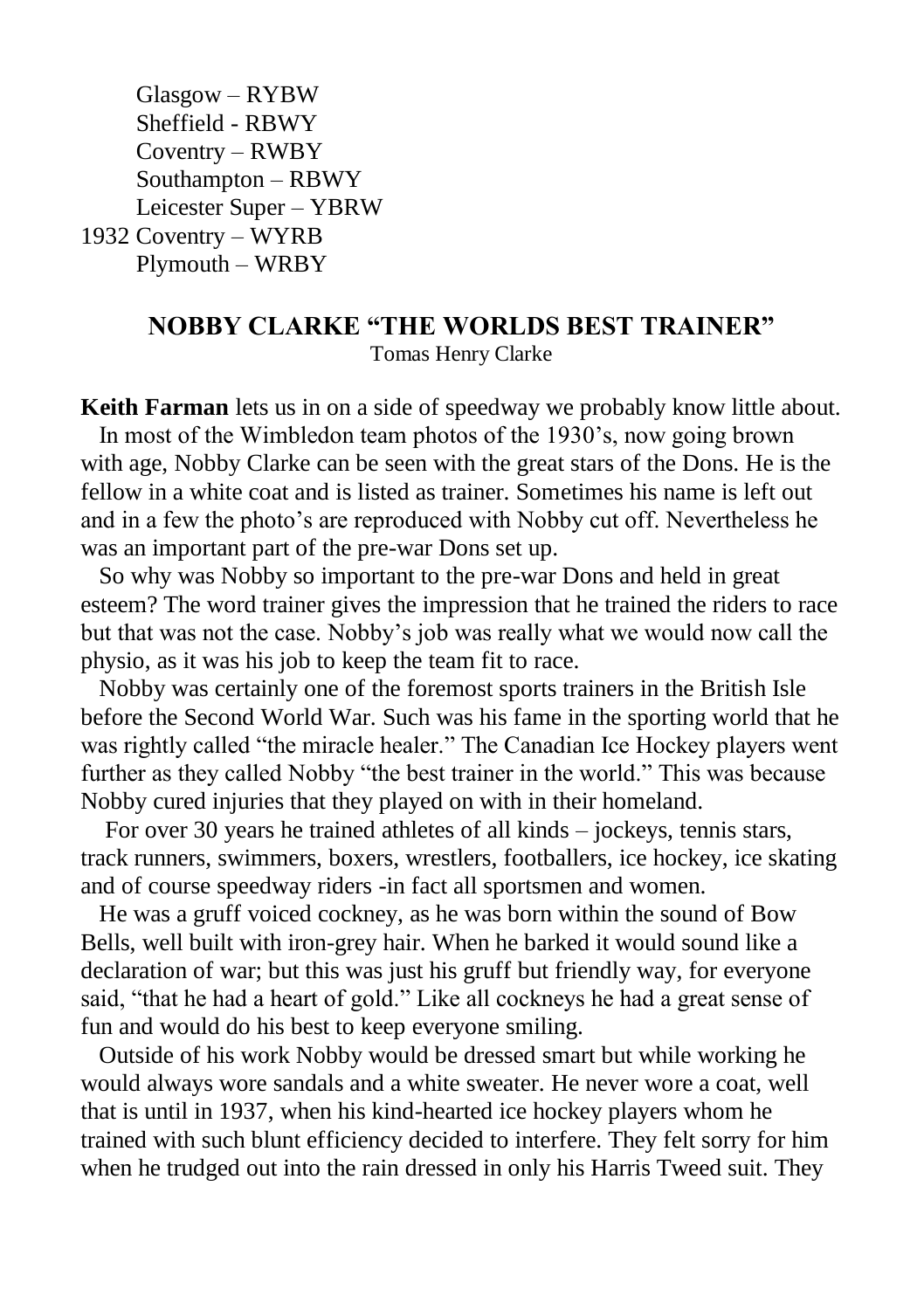Glasgow – RYBW
Sheffield - RBWY
Coventry – RWBY
Southampton – RBWY
Leicester Super – YBRW
1932 Coventry – WYRB
Plymouth – WRBY

## NOBBY CLARKE "THE WORLDS BEST TRAINER"

Tomas Henry Clarke

**Keith Farman** lets us in on a side of speedway we probably know little about.

In most of the Wimbledon team photos of the 1930's, now going brown with age, Nobby Clarke can be seen with the great stars of the Dons. He is the fellow in a white coat and is listed as trainer. Sometimes his name is left out and in a few the photo's are reproduced with Nobby cut off. Nevertheless he was an important part of the pre-war Dons set up.

So why was Nobby so important to the pre-war Dons and held in great esteem? The word trainer gives the impression that he trained the riders to race but that was not the case. Nobby's job was really what we would now call the physio, as it was his job to keep the team fit to race.

Nobby was certainly one of the foremost sports trainers in the British Isle before the Second World War. Such was his fame in the sporting world that he was rightly called "the miracle healer." The Canadian Ice Hockey players went further as they called Nobby "the best trainer in the world." This was because Nobby cured injuries that they played on with in their homeland.

For over 30 years he trained athletes of all kinds – jockeys, tennis stars, track runners, swimmers, boxers, wrestlers, footballers, ice hockey, ice skating and of course speedway riders -in fact all sportsmen and women.

He was a gruff voiced cockney, as he was born within the sound of Bow Bells, well built with iron-grey hair. When he barked it would sound like a declaration of war; but this was just his gruff but friendly way, for everyone said, "that he had a heart of gold." Like all cockneys he had a great sense of fun and would do his best to keep everyone smiling.

Outside of his work Nobby would be dressed smart but while working he would always wore sandals and a white sweater. He never wore a coat, well that is until in 1937, when his kind-hearted ice hockey players whom he trained with such blunt efficiency decided to interfere. They felt sorry for him when he trudged out into the rain dressed in only his Harris Tweed suit. They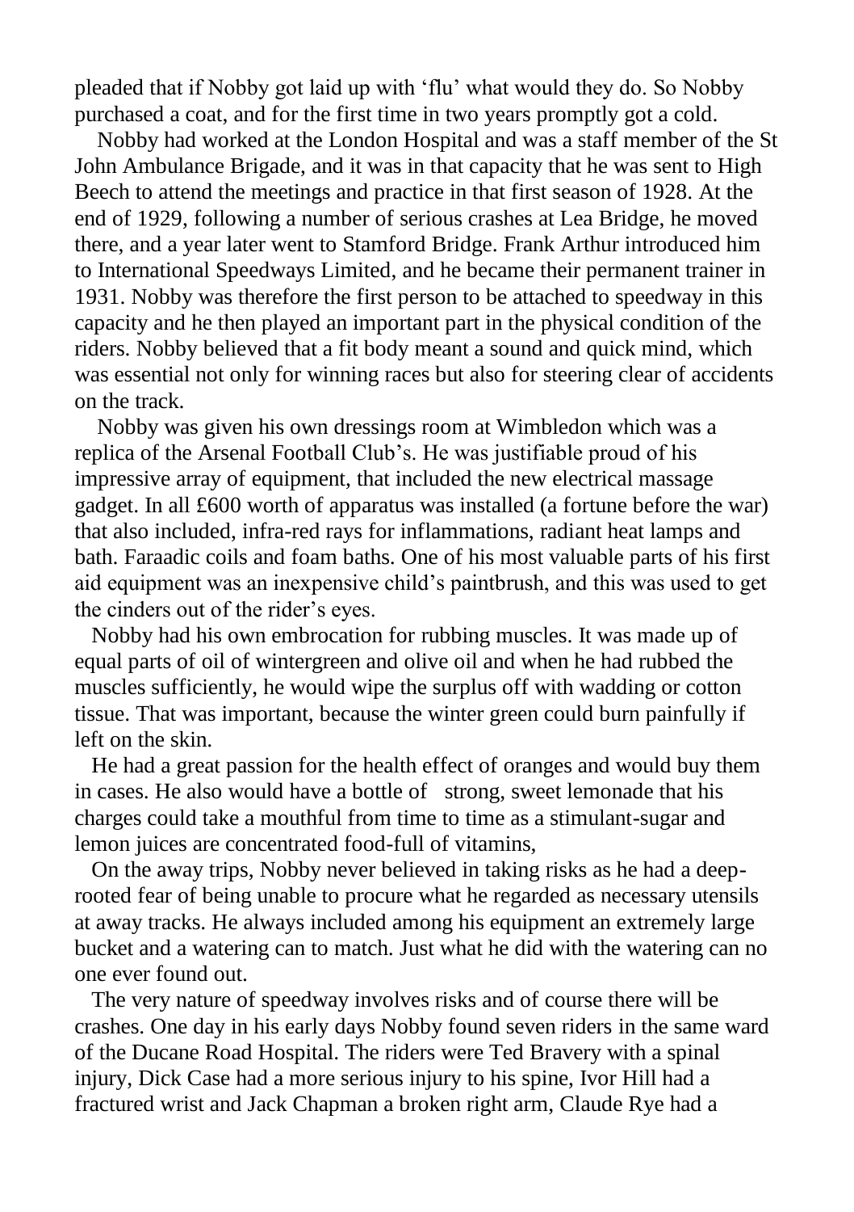pleaded that if Nobby got laid up with 'flu' what would they do. So Nobby purchased a coat, and for the first time in two years promptly got a cold.

Nobby had worked at the London Hospital and was a staff member of the St John Ambulance Brigade, and it was in that capacity that he was sent to High Beech to attend the meetings and practice in that first season of 1928. At the end of 1929, following a number of serious crashes at Lea Bridge, he moved there, and a year later went to Stamford Bridge. Frank Arthur introduced him to International Speedways Limited, and he became their permanent trainer in 1931. Nobby was therefore the first person to be attached to speedway in this capacity and he then played an important part in the physical condition of the riders. Nobby believed that a fit body meant a sound and quick mind, which was essential not only for winning races but also for steering clear of accidents on the track.

Nobby was given his own dressings room at Wimbledon which was a replica of the Arsenal Football Club's. He was justifiable proud of his impressive array of equipment, that included the new electrical massage gadget. In all £600 worth of apparatus was installed (a fortune before the war) that also included, infra-red rays for inflammations, radiant heat lamps and bath. Faraadic coils and foam baths. One of his most valuable parts of his first aid equipment was an inexpensive child's paintbrush, and this was used to get the cinders out of the rider's eyes.

Nobby had his own embrocation for rubbing muscles. It was made up of equal parts of oil of wintergreen and olive oil and when he had rubbed the muscles sufficiently, he would wipe the surplus off with wadding or cotton tissue. That was important, because the winter green could burn painfully if left on the skin.

He had a great passion for the health effect of oranges and would buy them in cases. He also would have a bottle of strong, sweet lemonade that his charges could take a mouthful from time to time as a stimulant-sugar and lemon juices are concentrated food-full of vitamins,

On the away trips, Nobby never believed in taking risks as he had a deep-rooted fear of being unable to procure what he regarded as necessary utensils at away tracks. He always included among his equipment an extremely large bucket and a watering can to match. Just what he did with the watering can no one ever found out.

The very nature of speedway involves risks and of course there will be crashes. One day in his early days Nobby found seven riders in the same ward of the Ducane Road Hospital. The riders were Ted Bravery with a spinal injury, Dick Case had a more serious injury to his spine, Ivor Hill had a fractured wrist and Jack Chapman a broken right arm, Claude Rye had a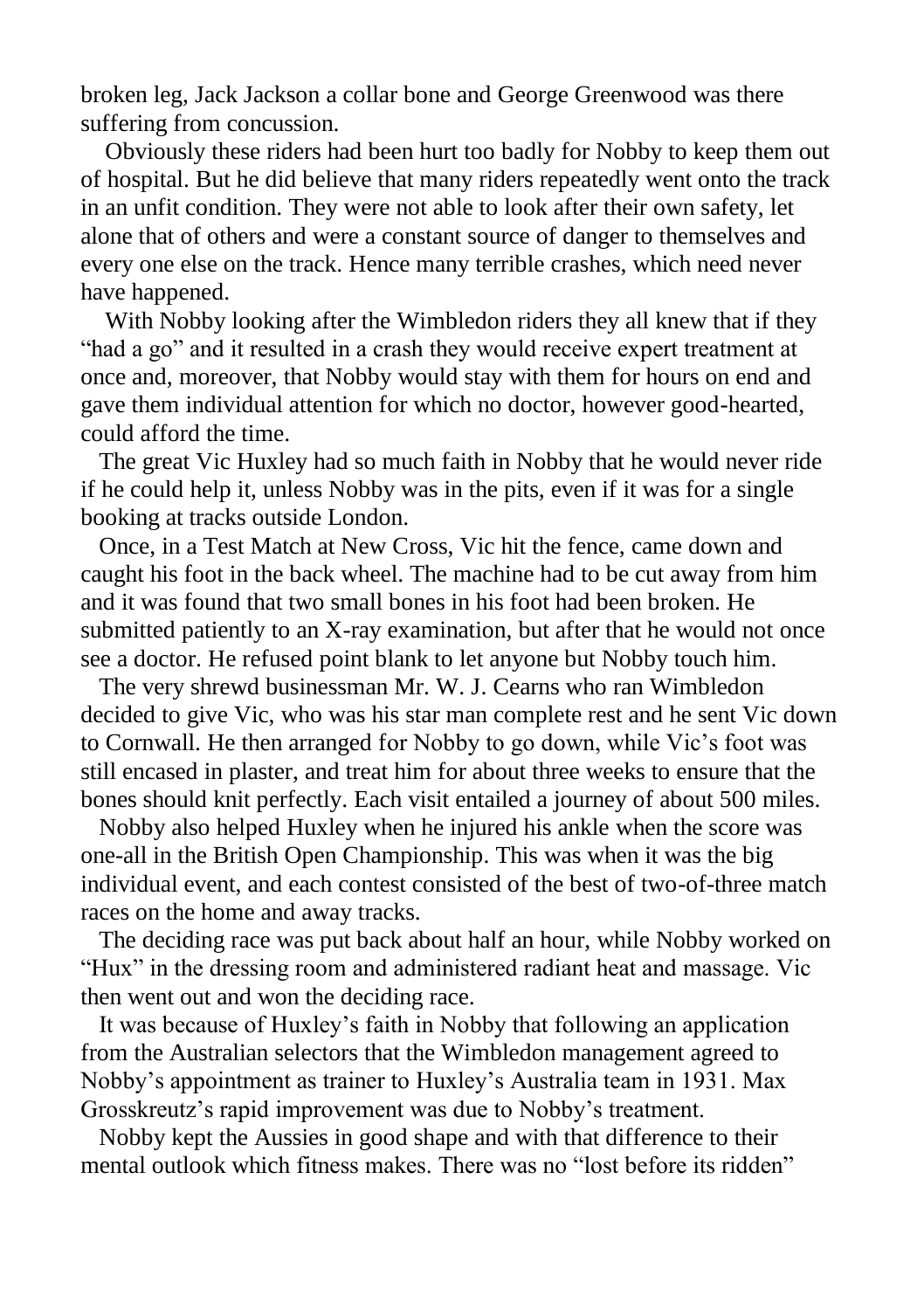broken leg, Jack Jackson a collar bone and George Greenwood was there suffering from concussion.

Obviously these riders had been hurt too badly for Nobby to keep them out of hospital. But he did believe that many riders repeatedly went onto the track in an unfit condition. They were not able to look after their own safety, let alone that of others and were a constant source of danger to themselves and every one else on the track. Hence many terrible crashes, which need never have happened.

With Nobby looking after the Wimbledon riders they all knew that if they "had a go" and it resulted in a crash they would receive expert treatment at once and, moreover, that Nobby would stay with them for hours on end and gave them individual attention for which no doctor, however good-hearted, could afford the time.

The great Vic Huxley had so much faith in Nobby that he would never ride if he could help it, unless Nobby was in the pits, even if it was for a single booking at tracks outside London.

Once, in a Test Match at New Cross, Vic hit the fence, came down and caught his foot in the back wheel. The machine had to be cut away from him and it was found that two small bones in his foot had been broken. He submitted patiently to an X-ray examination, but after that he would not once see a doctor. He refused point blank to let anyone but Nobby touch him.

The very shrewd businessman Mr. W. J. Cearns who ran Wimbledon decided to give Vic, who was his star man complete rest and he sent Vic down to Cornwall. He then arranged for Nobby to go down, while Vic's foot was still encased in plaster, and treat him for about three weeks to ensure that the bones should knit perfectly. Each visit entailed a journey of about 500 miles.

Nobby also helped Huxley when he injured his ankle when the score was one-all in the British Open Championship. This was when it was the big individual event, and each contest consisted of the best of two-of-three match races on the home and away tracks.

The deciding race was put back about half an hour, while Nobby worked on "Hux" in the dressing room and administered radiant heat and massage. Vic then went out and won the deciding race.

It was because of Huxley's faith in Nobby that following an application from the Australian selectors that the Wimbledon management agreed to Nobby's appointment as trainer to Huxley's Australia team in 1931. Max Grosskreutz's rapid improvement was due to Nobby's treatment.

Nobby kept the Aussies in good shape and with that difference to their mental outlook which fitness makes. There was no "lost before its ridden"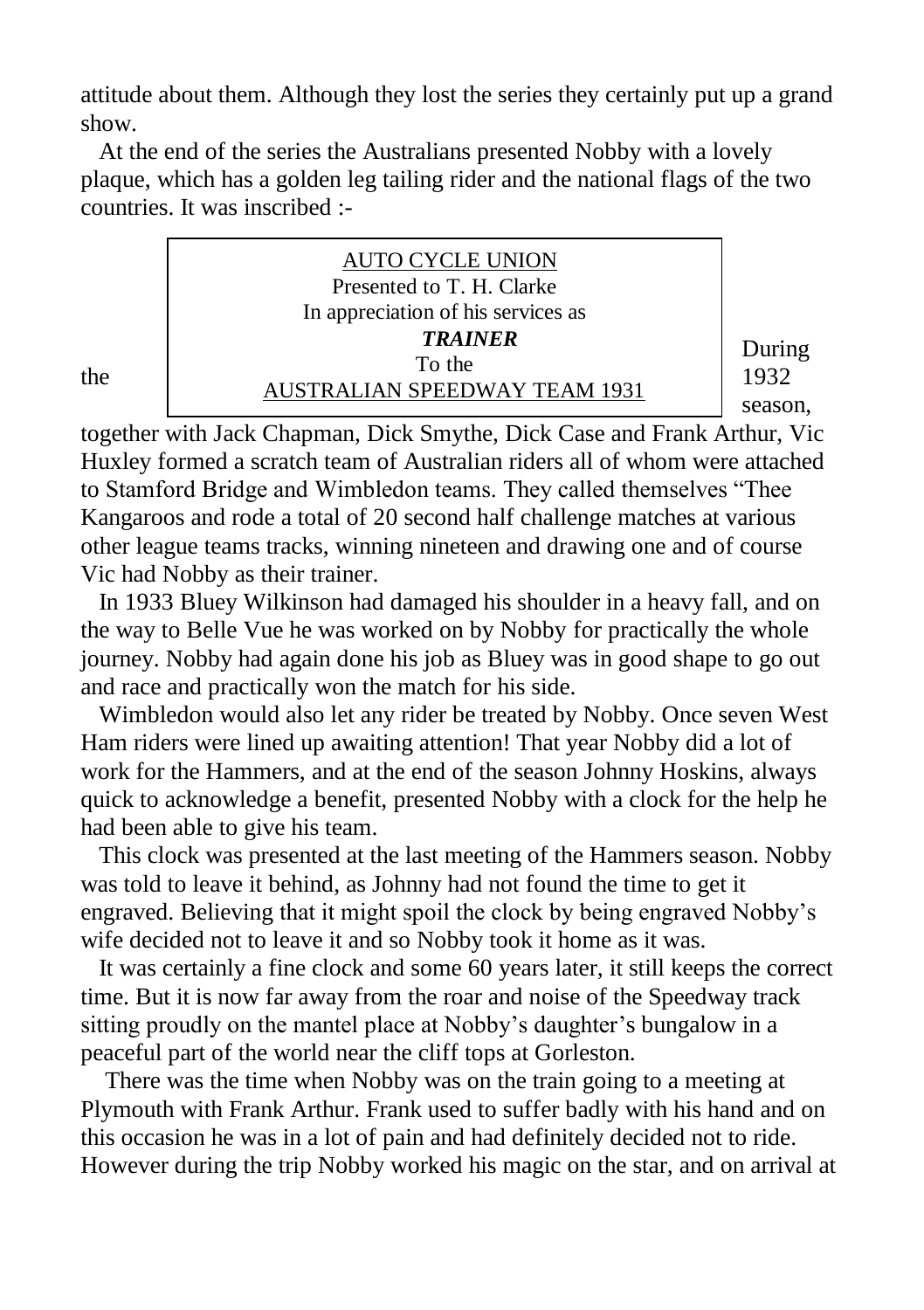attitude about them. Although they lost the series they certainly put up a grand show.

At the end of the series the Australians presented Nobby with a lovely plaque, which has a golden leg tailing rider and the national flags of the two countries. It was inscribed :-

> AUTO CYCLE UNION
> Presented to T. H. Clarke
> In appreciation of his services as
> ***TRAINER***
> To the
> AUSTRALIAN SPEEDWAY TEAM 1931

During the 1932 season, together with Jack Chapman, Dick Smythe, Dick Case and Frank Arthur, Vic Huxley formed a scratch team of Australian riders all of whom were attached to Stamford Bridge and Wimbledon teams. They called themselves "Thee Kangaroos and rode a total of 20 second half challenge matches at various other league teams tracks, winning nineteen and drawing one and of course Vic had Nobby as their trainer.

In 1933 Bluey Wilkinson had damaged his shoulder in a heavy fall, and on the way to Belle Vue he was worked on by Nobby for practically the whole journey. Nobby had again done his job as Bluey was in good shape to go out and race and practically won the match for his side.

Wimbledon would also let any rider be treated by Nobby. Once seven West Ham riders were lined up awaiting attention! That year Nobby did a lot of work for the Hammers, and at the end of the season Johnny Hoskins, always quick to acknowledge a benefit, presented Nobby with a clock for the help he had been able to give his team.

This clock was presented at the last meeting of the Hammers season. Nobby was told to leave it behind, as Johnny had not found the time to get it engraved. Believing that it might spoil the clock by being engraved Nobby's wife decided not to leave it and so Nobby took it home as it was.

It was certainly a fine clock and some 60 years later, it still keeps the correct time. But it is now far away from the roar and noise of the Speedway track sitting proudly on the mantel place at Nobby's daughter's bungalow in a peaceful part of the world near the cliff tops at Gorleston.

There was the time when Nobby was on the train going to a meeting at Plymouth with Frank Arthur. Frank used to suffer badly with his hand and on this occasion he was in a lot of pain and had definitely decided not to ride. However during the trip Nobby worked his magic on the star, and on arrival at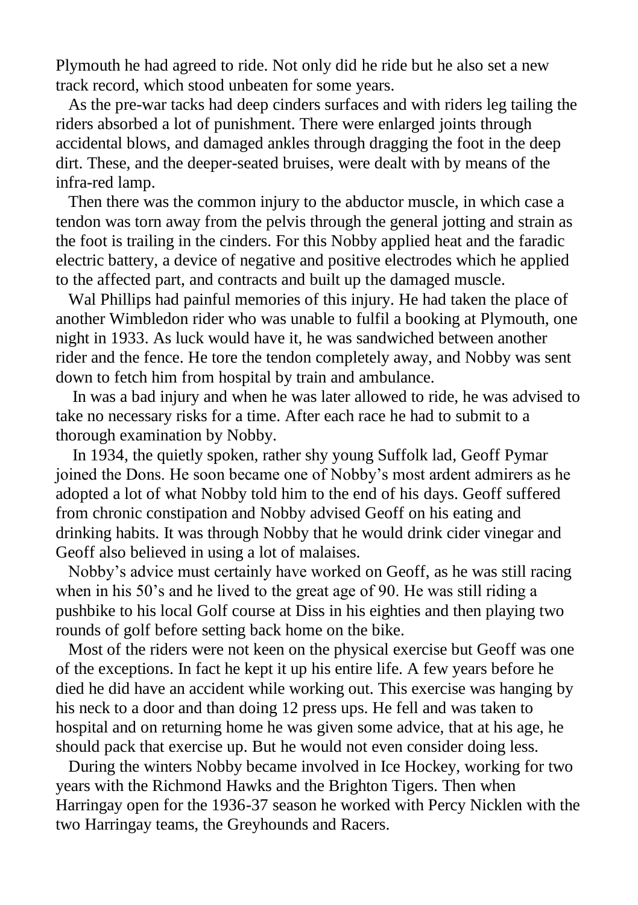Plymouth he had agreed to ride. Not only did he ride but he also set a new track record, which stood unbeaten for some years.

As the pre-war tacks had deep cinders surfaces and with riders leg tailing the riders absorbed a lot of punishment. There were enlarged joints through accidental blows, and damaged ankles through dragging the foot in the deep dirt. These, and the deeper-seated bruises, were dealt with by means of the infra-red lamp.

Then there was the common injury to the abductor muscle, in which case a tendon was torn away from the pelvis through the general jotting and strain as the foot is trailing in the cinders. For this Nobby applied heat and the faradic electric battery, a device of negative and positive electrodes which he applied to the affected part, and contracts and built up the damaged muscle.

Wal Phillips had painful memories of this injury. He had taken the place of another Wimbledon rider who was unable to fulfil a booking at Plymouth, one night in 1933. As luck would have it, he was sandwiched between another rider and the fence. He tore the tendon completely away, and Nobby was sent down to fetch him from hospital by train and ambulance.

In was a bad injury and when he was later allowed to ride, he was advised to take no necessary risks for a time. After each race he had to submit to a thorough examination by Nobby.

In 1934, the quietly spoken, rather shy young Suffolk lad, Geoff Pymar joined the Dons. He soon became one of Nobby's most ardent admirers as he adopted a lot of what Nobby told him to the end of his days. Geoff suffered from chronic constipation and Nobby advised Geoff on his eating and drinking habits. It was through Nobby that he would drink cider vinegar and Geoff also believed in using a lot of malaises.

Nobby's advice must certainly have worked on Geoff, as he was still racing when in his 50's and he lived to the great age of 90. He was still riding a pushbike to his local Golf course at Diss in his eighties and then playing two rounds of golf before setting back home on the bike.

Most of the riders were not keen on the physical exercise but Geoff was one of the exceptions. In fact he kept it up his entire life. A few years before he died he did have an accident while working out. This exercise was hanging by his neck to a door and than doing 12 press ups. He fell and was taken to hospital and on returning home he was given some advice, that at his age, he should pack that exercise up. But he would not even consider doing less.

During the winters Nobby became involved in Ice Hockey, working for two years with the Richmond Hawks and the Brighton Tigers. Then when Harringay open for the 1936-37 season he worked with Percy Nicklen with the two Harringay teams, the Greyhounds and Racers.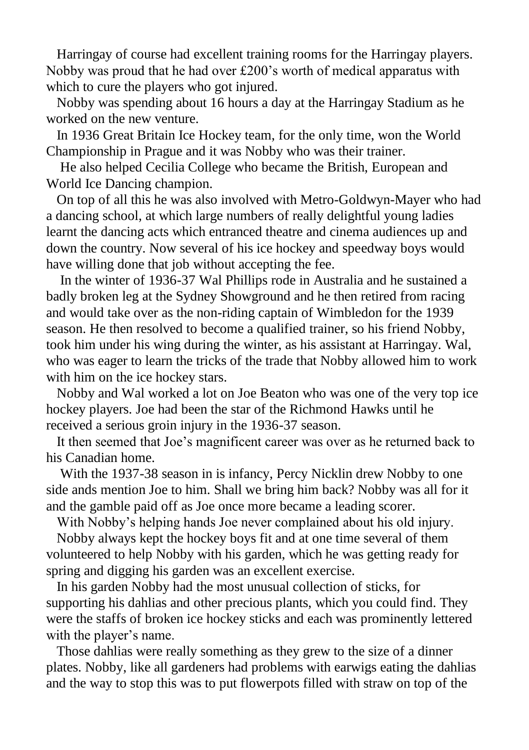Harringay of course had excellent training rooms for the Harringay players. Nobby was proud that he had over £200's worth of medical apparatus with which to cure the players who got injured.

Nobby was spending about 16 hours a day at the Harringay Stadium as he worked on the new venture.

In 1936 Great Britain Ice Hockey team, for the only time, won the World Championship in Prague and it was Nobby who was their trainer.

He also helped Cecilia College who became the British, European and World Ice Dancing champion.

On top of all this he was also involved with Metro-Goldwyn-Mayer who had a dancing school, at which large numbers of really delightful young ladies learnt the dancing acts which entranced theatre and cinema audiences up and down the country. Now several of his ice hockey and speedway boys would have willing done that job without accepting the fee.

In the winter of 1936-37 Wal Phillips rode in Australia and he sustained a badly broken leg at the Sydney Showground and he then retired from racing and would take over as the non-riding captain of Wimbledon for the 1939 season. He then resolved to become a qualified trainer, so his friend Nobby, took him under his wing during the winter, as his assistant at Harringay. Wal, who was eager to learn the tricks of the trade that Nobby allowed him to work with him on the ice hockey stars.

Nobby and Wal worked a lot on Joe Beaton who was one of the very top ice hockey players. Joe had been the star of the Richmond Hawks until he received a serious groin injury in the 1936-37 season.

It then seemed that Joe's magnificent career was over as he returned back to his Canadian home.

With the 1937-38 season in is infancy, Percy Nicklin drew Nobby to one side ands mention Joe to him. Shall we bring him back? Nobby was all for it and the gamble paid off as Joe once more became a leading scorer.

With Nobby's helping hands Joe never complained about his old injury.

Nobby always kept the hockey boys fit and at one time several of them volunteered to help Nobby with his garden, which he was getting ready for spring and digging his garden was an excellent exercise.

In his garden Nobby had the most unusual collection of sticks, for supporting his dahlias and other precious plants, which you could find. They were the staffs of broken ice hockey sticks and each was prominently lettered with the player's name.

Those dahlias were really something as they grew to the size of a dinner plates. Nobby, like all gardeners had problems with earwigs eating the dahlias and the way to stop this was to put flowerpots filled with straw on top of the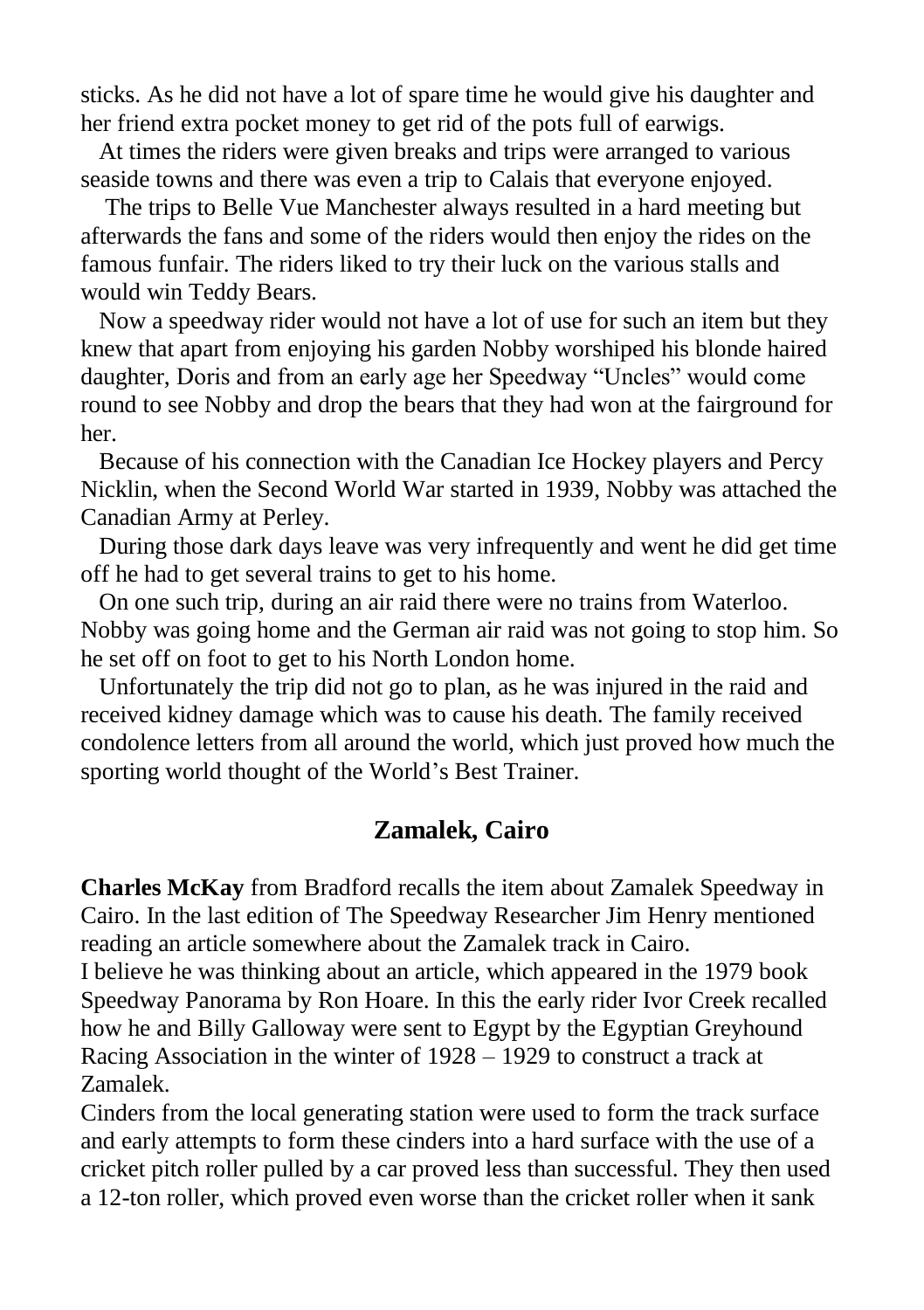sticks. As he did not have a lot of spare time he would give his daughter and her friend extra pocket money to get rid of the pots full of earwigs.

At times the riders were given breaks and trips were arranged to various seaside towns and there was even a trip to Calais that everyone enjoyed.

The trips to Belle Vue Manchester always resulted in a hard meeting but afterwards the fans and some of the riders would then enjoy the rides on the famous funfair. The riders liked to try their luck on the various stalls and would win Teddy Bears.

Now a speedway rider would not have a lot of use for such an item but they knew that apart from enjoying his garden Nobby worshiped his blonde haired daughter, Doris and from an early age her Speedway "Uncles" would come round to see Nobby and drop the bears that they had won at the fairground for her.

Because of his connection with the Canadian Ice Hockey players and Percy Nicklin, when the Second World War started in 1939, Nobby was attached the Canadian Army at Perley.

During those dark days leave was very infrequently and went he did get time off he had to get several trains to get to his home.

On one such trip, during an air raid there were no trains from Waterloo. Nobby was going home and the German air raid was not going to stop him. So he set off on foot to get to his North London home.

Unfortunately the trip did not go to plan, as he was injured in the raid and received kidney damage which was to cause his death. The family received condolence letters from all around the world, which just proved how much the sporting world thought of the World's Best Trainer.

## Zamalek, Cairo

**Charles McKay** from Bradford recalls the item about Zamalek Speedway in Cairo. In the last edition of The Speedway Researcher Jim Henry mentioned reading an article somewhere about the Zamalek track in Cairo.

I believe he was thinking about an article, which appeared in the 1979 book Speedway Panorama by Ron Hoare. In this the early rider Ivor Creek recalled how he and Billy Galloway were sent to Egypt by the Egyptian Greyhound Racing Association in the winter of 1928 – 1929 to construct a track at Zamalek.

Cinders from the local generating station were used to form the track surface and early attempts to form these cinders into a hard surface with the use of a cricket pitch roller pulled by a car proved less than successful. They then used a 12-ton roller, which proved even worse than the cricket roller when it sank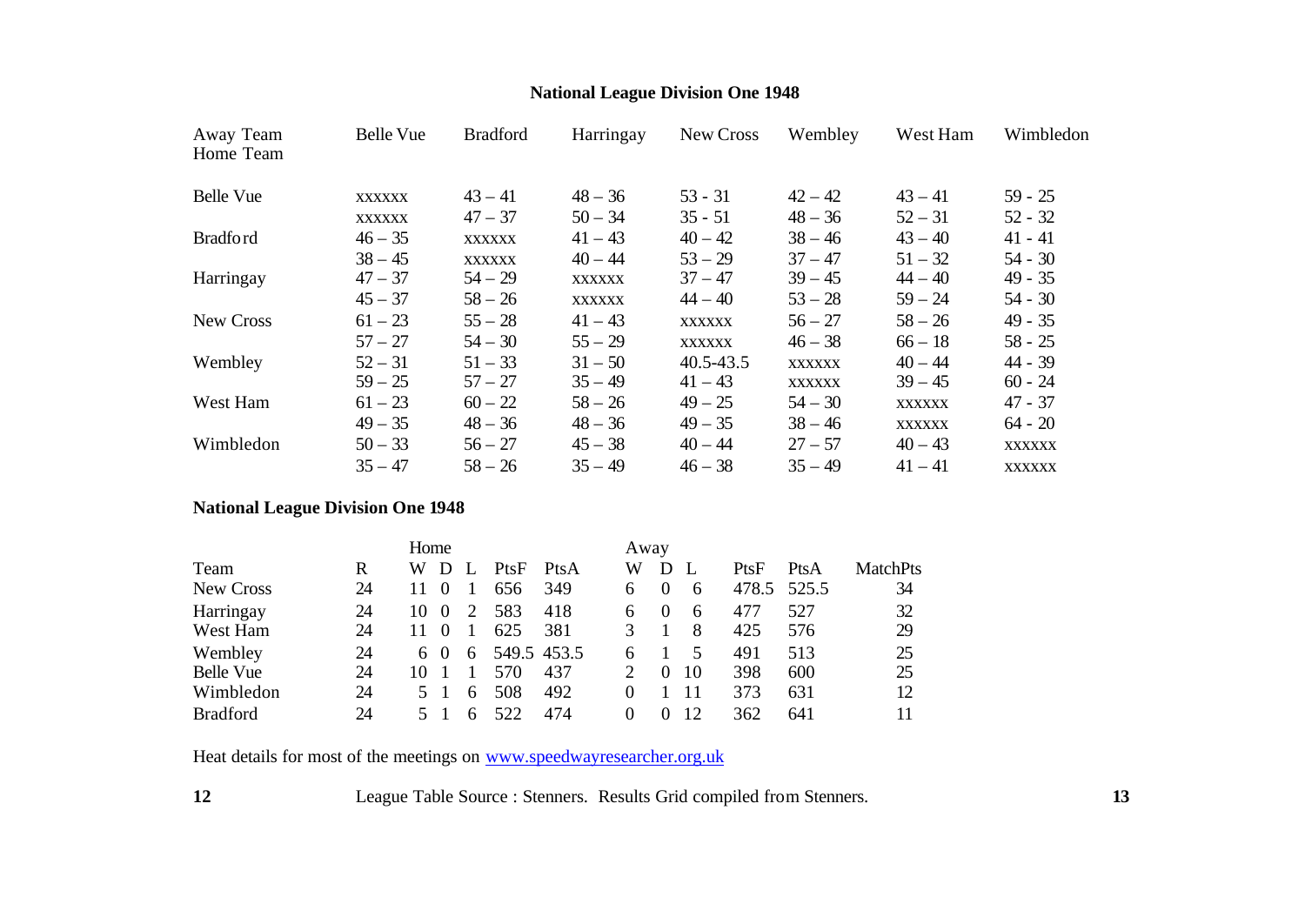**National League Division One 1948**

| Away Team / Home Team | Belle Vue | Bradford | Harringay | New Cross | Wembley | West Ham | Wimbledon |
|---|---|---|---|---|---|---|---|
| Belle Vue | xxxxxx | 43 – 41 | 48 – 36 | 53 - 31 | 42 – 42 | 43 – 41 | 59 - 25 |
| | xxxxxx | 47 – 37 | 50 – 34 | 35 - 51 | 48 – 36 | 52 – 31 | 52 - 32 |
| Bradford | 46 – 35 | xxxxxx | 41 – 43 | 40 – 42 | 38 – 46 | 43 – 40 | 41 - 41 |
| | 38 – 45 | xxxxxx | 40 – 44 | 53 – 29 | 37 – 47 | 51 – 32 | 54 - 30 |
| Harringay | 47 – 37 | 54 – 29 | xxxxxx | 37 – 47 | 39 – 45 | 44 – 40 | 49 - 35 |
| | 45 – 37 | 58 – 26 | xxxxxx | 44 – 40 | 53 – 28 | 59 – 24 | 54 - 30 |
| New Cross | 61 – 23 | 55 – 28 | 41 – 43 | xxxxxx | 56 – 27 | 58 – 26 | 49 - 35 |
| | 57 – 27 | 54 – 30 | 55 – 29 | xxxxxx | 46 – 38 | 66 – 18 | 58 - 25 |
| Wembley | 52 – 31 | 51 – 33 | 31 – 50 | 40.5-43.5 | xxxxxx | 40 – 44 | 44 - 39 |
| | 59 – 25 | 57 – 27 | 35 – 49 | 41 – 43 | xxxxxx | 39 – 45 | 60 - 24 |
| West Ham | 61 – 23 | 60 – 22 | 58 – 26 | 49 – 25 | 54 – 30 | xxxxxx | 47 - 37 |
| | 49 – 35 | 48 – 36 | 48 – 36 | 49 – 35 | 38 – 46 | xxxxxx | 64 - 20 |
| Wimbledon | 50 – 33 | 56 – 27 | 45 – 38 | 40 – 44 | 27 – 57 | 40 – 43 | xxxxxx |
| | 35 – 47 | 58 – 26 | 35 – 49 | 46 – 38 | 35 – 49 | 41 – 41 | xxxxxx |

**National League Division One 1948**

| | | Home | | | | | Away | | | | | |
|---|---|---|---|---|---|---|---|---|---|---|---|---|
| Team | R | W | D | L | PtsF | PtsA | W | D | L | PtsF | PtsA | MatchPts |
| New Cross | 24 | 11 | 0 | 1 | 656 | 349 | 6 | 0 | 6 | 478.5 | 525.5 | 34 |
| Harringay | 24 | 10 | 0 | 2 | 583 | 418 | 6 | 0 | 6 | 477 | 527 | 32 |
| West Ham | 24 | 11 | 0 | 1 | 625 | 381 | 3 | 1 | 8 | 425 | 576 | 29 |
| Wembley | 24 | 6 | 0 | 6 | 549.5 | 453.5 | 6 | 1 | 5 | 491 | 513 | 25 |
| Belle Vue | 24 | 10 | 1 | 1 | 570 | 437 | 2 | 0 | 10 | 398 | 600 | 25 |
| Wimbledon | 24 | 5 | 1 | 6 | 508 | 492 | 0 | 1 | 11 | 373 | 631 | 12 |
| Bradford | 24 | 5 | 1 | 6 | 522 | 474 | 0 | 0 | 12 | 362 | 641 | 11 |

Heat details for most of the meetings on [www.speedwayresearcher.org.uk](http://www.speedwayresearcher.org.uk)

League Table Source : Stenners. Results Grid compiled from Stenners.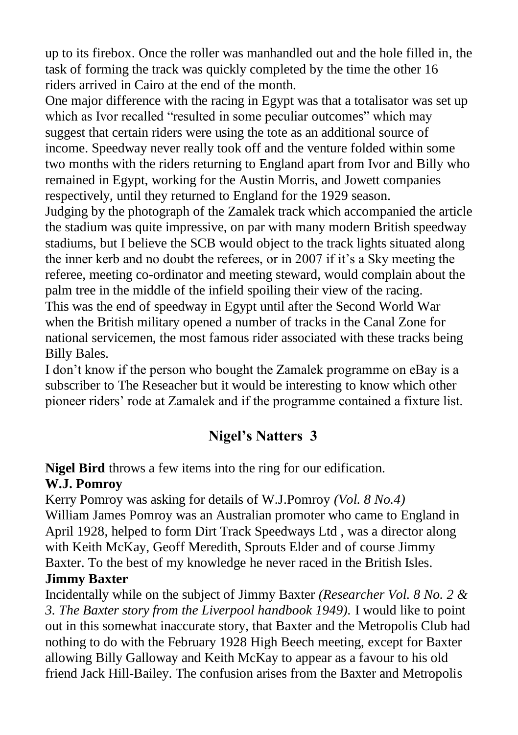up to its firebox. Once the roller was manhandled out and the hole filled in, the task of forming the track was quickly completed by the time the other 16 riders arrived in Cairo at the end of the month.

One major difference with the racing in Egypt was that a totalisator was set up which as Ivor recalled "resulted in some peculiar outcomes" which may suggest that certain riders were using the tote as an additional source of income. Speedway never really took off and the venture folded within some two months with the riders returning to England apart from Ivor and Billy who remained in Egypt, working for the Austin Morris, and Jowett companies respectively, until they returned to England for the 1929 season.

Judging by the photograph of the Zamalek track which accompanied the article the stadium was quite impressive, on par with many modern British speedway stadiums, but I believe the SCB would object to the track lights situated along the inner kerb and no doubt the referees, or in 2007 if it's a Sky meeting the referee, meeting co-ordinator and meeting steward, would complain about the palm tree in the middle of the infield spoiling their view of the racing.

This was the end of speedway in Egypt until after the Second World War when the British military opened a number of tracks in the Canal Zone for national servicemen, the most famous rider associated with these tracks being Billy Bales.

I don't know if the person who bought the Zamalek programme on eBay is a subscriber to The Reseacher but it would be interesting to know which other pioneer riders' rode at Zamalek and if the programme contained a fixture list.

## Nigel's Natters 3

**Nigel Bird** throws a few items into the ring for our edification.

**W.J. Pomroy**

Kerry Pomroy was asking for details of W.J.Pomroy *(Vol. 8 No.4)*

William James Pomroy was an Australian promoter who came to England in April 1928, helped to form Dirt Track Speedways Ltd , was a director along with Keith McKay, Geoff Meredith, Sprouts Elder and of course Jimmy Baxter. To the best of my knowledge he never raced in the British Isles.

**Jimmy Baxter**

Incidentally while on the subject of Jimmy Baxter *(Researcher Vol. 8 No. 2 & 3. The Baxter story from the Liverpool handbook 1949).* I would like to point out in this somewhat inaccurate story, that Baxter and the Metropolis Club had nothing to do with the February 1928 High Beech meeting, except for Baxter allowing Billy Galloway and Keith McKay to appear as a favour to his old friend Jack Hill-Bailey. The confusion arises from the Baxter and Metropolis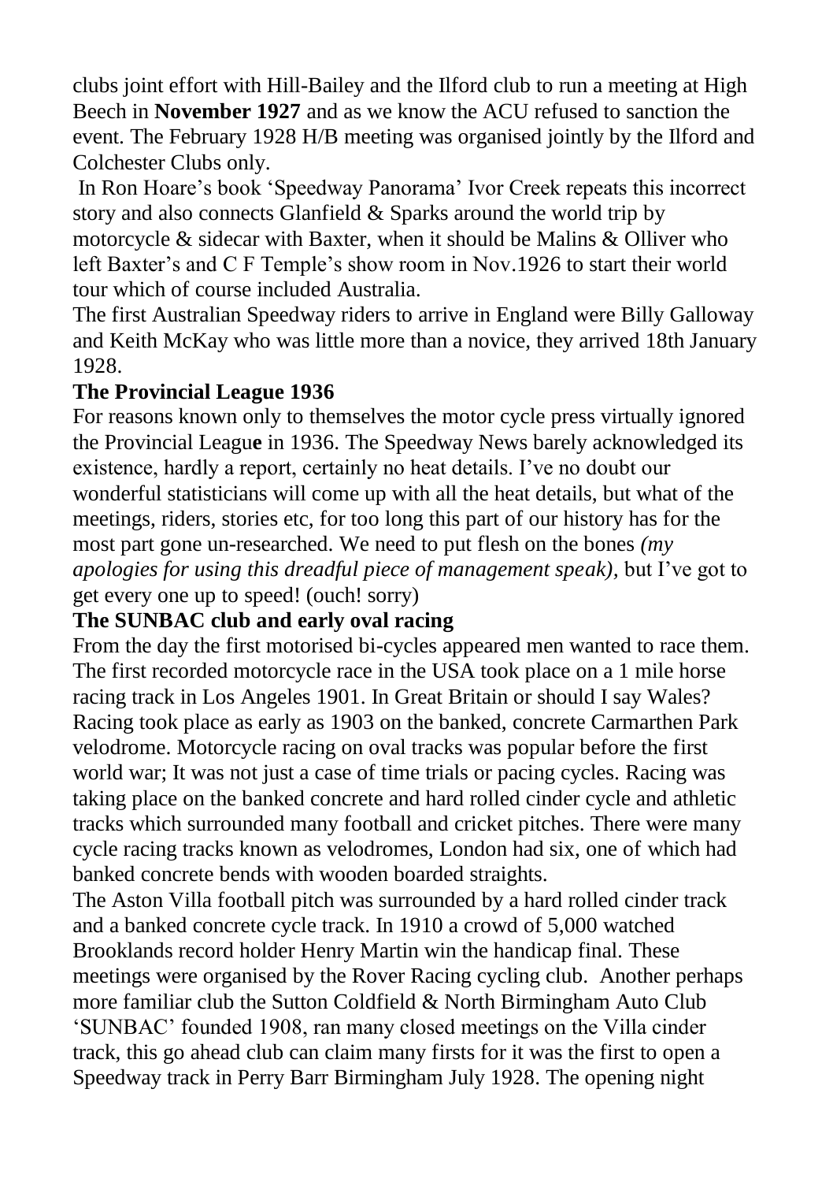clubs joint effort with Hill-Bailey and the Ilford club to run a meeting at High Beech in **November 1927** and as we know the ACU refused to sanction the event. The February 1928 H/B meeting was organised jointly by the Ilford and Colchester Clubs only.

In Ron Hoare's book 'Speedway Panorama' Ivor Creek repeats this incorrect story and also connects Glanfield & Sparks around the world trip by motorcycle & sidecar with Baxter, when it should be Malins & Olliver who left Baxter's and C F Temple's show room in Nov.1926 to start their world tour which of course included Australia.

The first Australian Speedway riders to arrive in England were Billy Galloway and Keith McKay who was little more than a novice, they arrived 18th January 1928.

**The Provincial League 1936**

For reasons known only to themselves the motor cycle press virtually ignored the Provincial League in 1936. The Speedway News barely acknowledged its existence, hardly a report, certainly no heat details. I've no doubt our wonderful statisticians will come up with all the heat details, but what of the meetings, riders, stories etc, for too long this part of our history has for the most part gone un-researched. We need to put flesh on the bones *(my apologies for using this dreadful piece of management speak),* but I've got to get every one up to speed! (ouch! sorry)

**The SUNBAC club and early oval racing**

From the day the first motorised bi-cycles appeared men wanted to race them. The first recorded motorcycle race in the USA took place on a 1 mile horse racing track in Los Angeles 1901. In Great Britain or should I say Wales? Racing took place as early as 1903 on the banked, concrete Carmarthen Park velodrome. Motorcycle racing on oval tracks was popular before the first world war; It was not just a case of time trials or pacing cycles. Racing was taking place on the banked concrete and hard rolled cinder cycle and athletic tracks which surrounded many football and cricket pitches. There were many cycle racing tracks known as velodromes, London had six, one of which had banked concrete bends with wooden boarded straights.

The Aston Villa football pitch was surrounded by a hard rolled cinder track and a banked concrete cycle track. In 1910 a crowd of 5,000 watched Brooklands record holder Henry Martin win the handicap final. These meetings were organised by the Rover Racing cycling club. Another perhaps more familiar club the Sutton Coldfield & North Birmingham Auto Club 'SUNBAC' founded 1908, ran many closed meetings on the Villa cinder track, this go ahead club can claim many firsts for it was the first to open a Speedway track in Perry Barr Birmingham July 1928. The opening night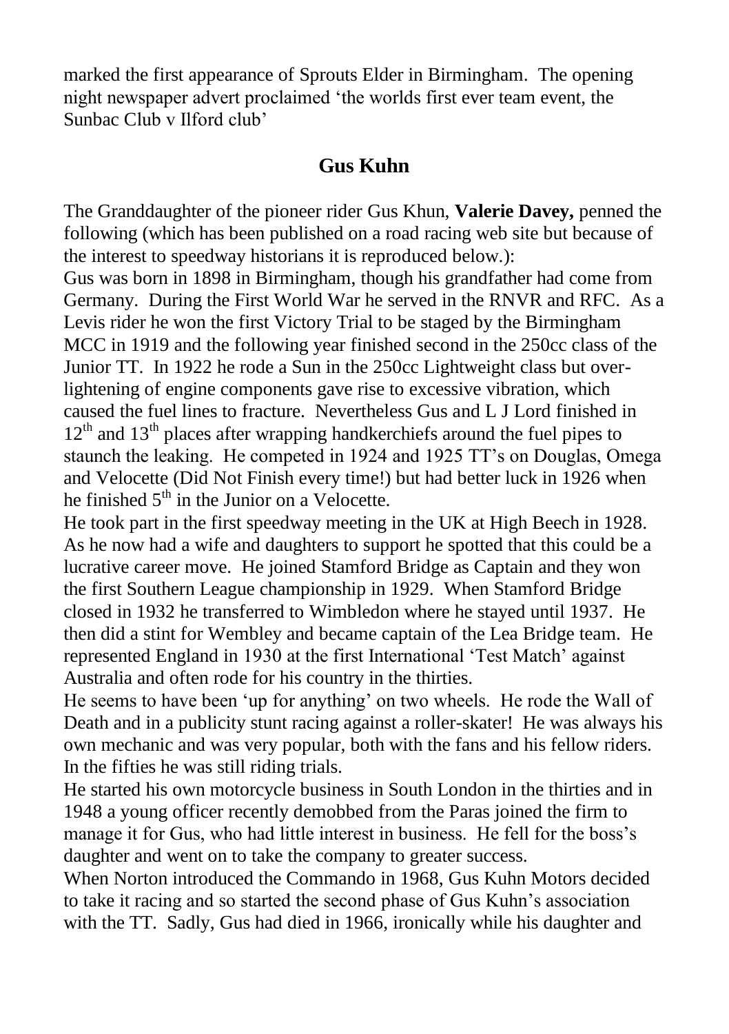marked the first appearance of Sprouts Elder in Birmingham. The opening night newspaper advert proclaimed 'the worlds first ever team event, the Sunbac Club v Ilford club'

## Gus Kuhn

The Granddaughter of the pioneer rider Gus Khun, **Valerie Davey,** penned the following (which has been published on a road racing web site but because of the interest to speedway historians it is reproduced below.):

Gus was born in 1898 in Birmingham, though his grandfather had come from Germany. During the First World War he served in the RNVR and RFC. As a Levis rider he won the first Victory Trial to be staged by the Birmingham MCC in 1919 and the following year finished second in the 250cc class of the Junior TT. In 1922 he rode a Sun in the 250cc Lightweight class but over-lightening of engine components gave rise to excessive vibration, which caused the fuel lines to fracture. Nevertheless Gus and L J Lord finished in 12th and 13th places after wrapping handkerchiefs around the fuel pipes to staunch the leaking. He competed in 1924 and 1925 TT's on Douglas, Omega and Velocette (Did Not Finish every time!) but had better luck in 1926 when he finished 5th in the Junior on a Velocette.

He took part in the first speedway meeting in the UK at High Beech in 1928. As he now had a wife and daughters to support he spotted that this could be a lucrative career move. He joined Stamford Bridge as Captain and they won the first Southern League championship in 1929. When Stamford Bridge closed in 1932 he transferred to Wimbledon where he stayed until 1937. He then did a stint for Wembley and became captain of the Lea Bridge team. He represented England in 1930 at the first International 'Test Match' against Australia and often rode for his country in the thirties.

He seems to have been 'up for anything' on two wheels. He rode the Wall of Death and in a publicity stunt racing against a roller-skater! He was always his own mechanic and was very popular, both with the fans and his fellow riders. In the fifties he was still riding trials.

He started his own motorcycle business in South London in the thirties and in 1948 a young officer recently demobbed from the Paras joined the firm to manage it for Gus, who had little interest in business. He fell for the boss's daughter and went on to take the company to greater success.

When Norton introduced the Commando in 1968, Gus Kuhn Motors decided to take it racing and so started the second phase of Gus Kuhn's association with the TT. Sadly, Gus had died in 1966, ironically while his daughter and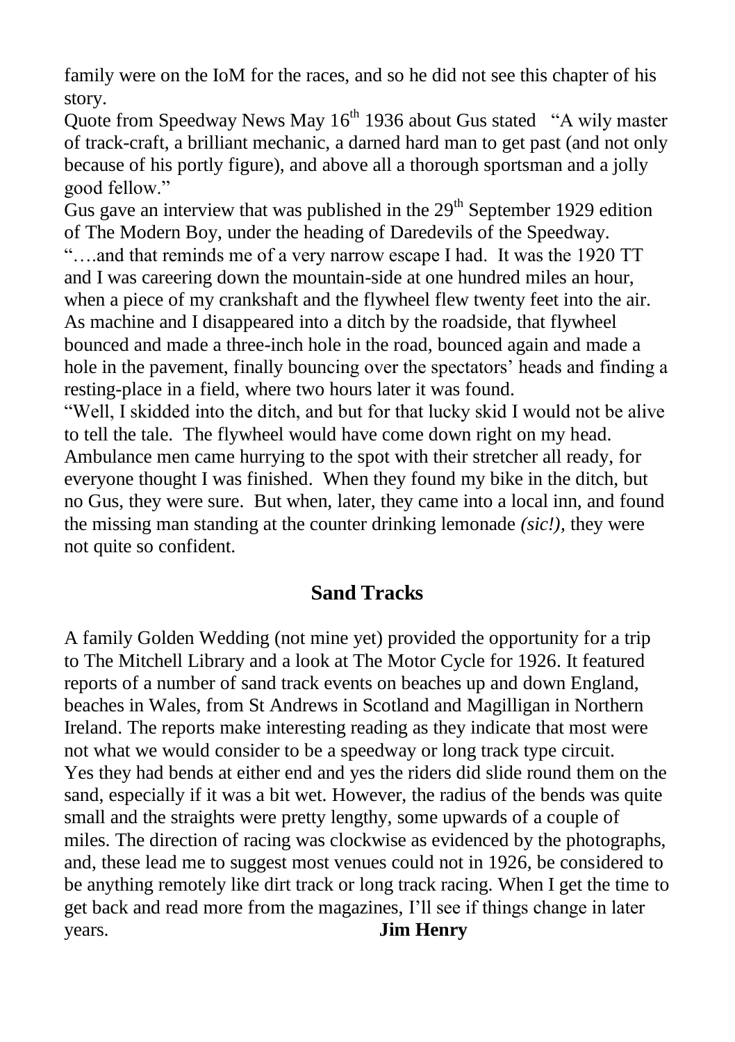family were on the IoM for the races, and so he did not see this chapter of his story.

Quote from Speedway News May 16th 1936 about Gus stated "A wily master of track-craft, a brilliant mechanic, a darned hard man to get past (and not only because of his portly figure), and above all a thorough sportsman and a jolly good fellow."

Gus gave an interview that was published in the 29th September 1929 edition of The Modern Boy, under the heading of Daredevils of the Speedway.

"….and that reminds me of a very narrow escape I had. It was the 1920 TT and I was careering down the mountain-side at one hundred miles an hour, when a piece of my crankshaft and the flywheel flew twenty feet into the air. As machine and I disappeared into a ditch by the roadside, that flywheel bounced and made a three-inch hole in the road, bounced again and made a hole in the pavement, finally bouncing over the spectators' heads and finding a resting-place in a field, where two hours later it was found.

"Well, I skidded into the ditch, and but for that lucky skid I would not be alive to tell the tale. The flywheel would have come down right on my head. Ambulance men came hurrying to the spot with their stretcher all ready, for everyone thought I was finished. When they found my bike in the ditch, but no Gus, they were sure. But when, later, they came into a local inn, and found the missing man standing at the counter drinking lemonade *(sic!)*, they were not quite so confident.

## Sand Tracks

A family Golden Wedding (not mine yet) provided the opportunity for a trip to The Mitchell Library and a look at The Motor Cycle for 1926. It featured reports of a number of sand track events on beaches up and down England, beaches in Wales, from St Andrews in Scotland and Magilligan in Northern Ireland. The reports make interesting reading as they indicate that most were not what we would consider to be a speedway or long track type circuit. Yes they had bends at either end and yes the riders did slide round them on the sand, especially if it was a bit wet. However, the radius of the bends was quite small and the straights were pretty lengthy, some upwards of a couple of miles. The direction of racing was clockwise as evidenced by the photographs, and, these lead me to suggest most venues could not in 1926, be considered to be anything remotely like dirt track or long track racing. When I get the time to get back and read more from the magazines, I'll see if things change in later years. **Jim Henry**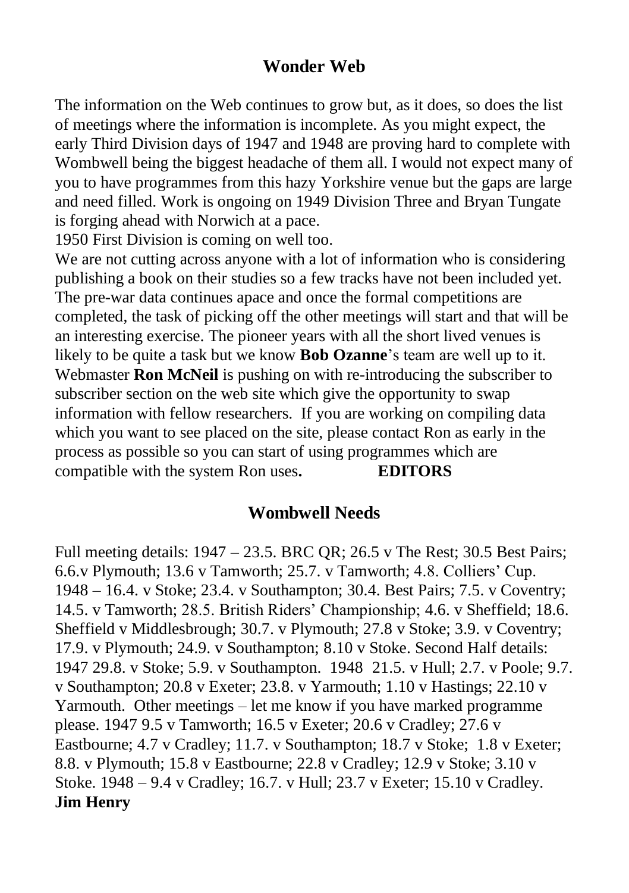## Wonder Web

The information on the Web continues to grow but, as it does, so does the list of meetings where the information is incomplete. As you might expect, the early Third Division days of 1947 and 1948 are proving hard to complete with Wombwell being the biggest headache of them all. I would not expect many of you to have programmes from this hazy Yorkshire venue but the gaps are large and need filled. Work is ongoing on 1949 Division Three and Bryan Tungate is forging ahead with Norwich at a pace.
1950 First Division is coming on well too.
We are not cutting across anyone with a lot of information who is considering publishing a book on their studies so a few tracks have not been included yet. The pre-war data continues apace and once the formal competitions are completed, the task of picking off the other meetings will start and that will be an interesting exercise. The pioneer years with all the short lived venues is likely to be quite a task but we know **Bob Ozanne**'s team are well up to it. Webmaster **Ron McNeil** is pushing on with re-introducing the subscriber to subscriber section on the web site which give the opportunity to swap information with fellow researchers. If you are working on compiling data which you want to see placed on the site, please contact Ron as early in the process as possible so you can start of using programmes which are compatible with the system Ron uses**.** **EDITORS**

## Wombwell Needs

Full meeting details: 1947 – 23.5. BRC QR; 26.5 v The Rest; 30.5 Best Pairs; 6.6.v Plymouth; 13.6 v Tamworth; 25.7. v Tamworth; 4.8. Colliers' Cup. 1948 – 16.4. v Stoke; 23.4. v Southampton; 30.4. Best Pairs; 7.5. v Coventry; 14.5. v Tamworth; 28.5. British Riders' Championship; 4.6. v Sheffield; 18.6. Sheffield v Middlesbrough; 30.7. v Plymouth; 27.8 v Stoke; 3.9. v Coventry; 17.9. v Plymouth; 24.9. v Southampton; 8.10 v Stoke. Second Half details: 1947 29.8. v Stoke; 5.9. v Southampton. 1948 21.5. v Hull; 2.7. v Poole; 9.7. v Southampton; 20.8 v Exeter; 23.8. v Yarmouth; 1.10 v Hastings; 22.10 v Yarmouth. Other meetings – let me know if you have marked programme please. 1947 9.5 v Tamworth; 16.5 v Exeter; 20.6 v Cradley; 27.6 v Eastbourne; 4.7 v Cradley; 11.7. v Southampton; 18.7 v Stoke; 1.8 v Exeter; 8.8. v Plymouth; 15.8 v Eastbourne; 22.8 v Cradley; 12.9 v Stoke; 3.10 v Stoke. 1948 – 9.4 v Cradley; 16.7. v Hull; 23.7 v Exeter; 15.10 v Cradley.
**Jim Henry**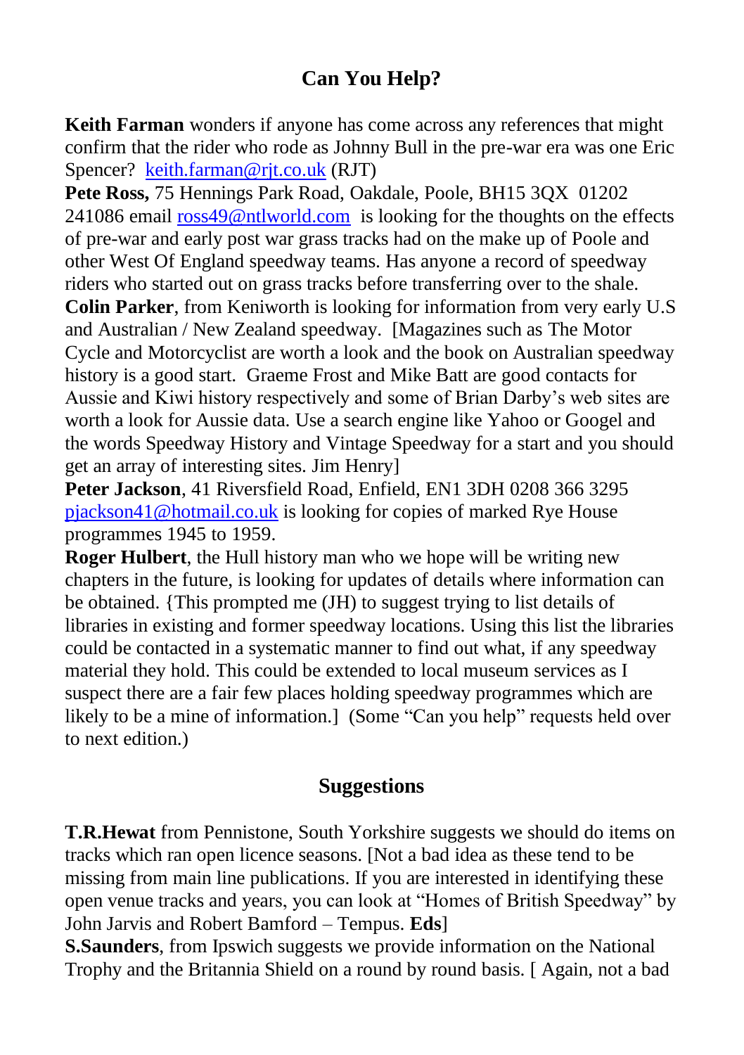## Can You Help?

**Keith Farman** wonders if anyone has come across any references that might confirm that the rider who rode as Johnny Bull in the pre-war era was one Eric Spencer? keith.farman@rjt.co.uk (RJT)

**Pete Ross,** 75 Hennings Park Road, Oakdale, Poole, BH15 3QX 01202 241086 email ross49@ntlworld.com is looking for the thoughts on the effects of pre-war and early post war grass tracks had on the make up of Poole and other West Of England speedway teams. Has anyone a record of speedway riders who started out on grass tracks before transferring over to the shale.

**Colin Parker**, from Keniworth is looking for information from very early U.S and Australian / New Zealand speedway. [Magazines such as The Motor Cycle and Motorcyclist are worth a look and the book on Australian speedway history is a good start. Graeme Frost and Mike Batt are good contacts for Aussie and Kiwi history respectively and some of Brian Darby's web sites are worth a look for Aussie data. Use a search engine like Yahoo or Googel and the words Speedway History and Vintage Speedway for a start and you should get an array of interesting sites. Jim Henry]

**Peter Jackson**, 41 Riversfield Road, Enfield, EN1 3DH 0208 366 3295 pjackson41@hotmail.co.uk is looking for copies of marked Rye House programmes 1945 to 1959.

**Roger Hulbert**, the Hull history man who we hope will be writing new chapters in the future, is looking for updates of details where information can be obtained. {This prompted me (JH) to suggest trying to list details of libraries in existing and former speedway locations. Using this list the libraries could be contacted in a systematic manner to find out what, if any speedway material they hold. This could be extended to local museum services as I suspect there are a fair few places holding speedway programmes which are likely to be a mine of information.] (Some "Can you help" requests held over to next edition.)

## Suggestions

**T.R.Hewat** from Pennistone, South Yorkshire suggests we should do items on tracks which ran open licence seasons. [Not a bad idea as these tend to be missing from main line publications. If you are interested in identifying these open venue tracks and years, you can look at "Homes of British Speedway" by John Jarvis and Robert Bamford – Tempus. **Eds**]

**S.Saunders**, from Ipswich suggests we provide information on the National Trophy and the Britannia Shield on a round by round basis. [ Again, not a bad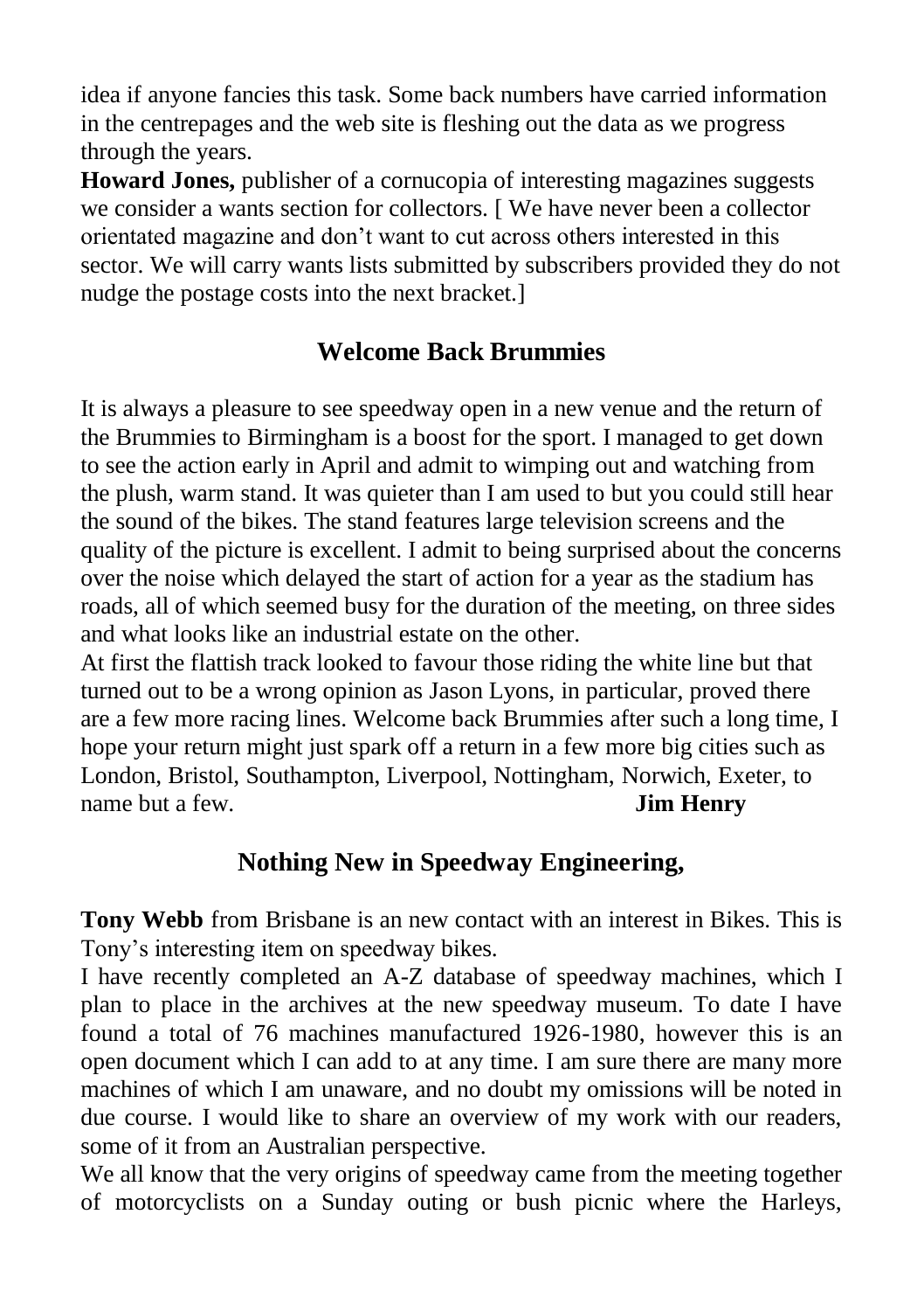idea if anyone fancies this task. Some back numbers have carried information in the centrepages and the web site is fleshing out the data as we progress through the years.

**Howard Jones,** publisher of a cornucopia of interesting magazines suggests we consider a wants section for collectors. [ We have never been a collector orientated magazine and don't want to cut across others interested in this sector. We will carry wants lists submitted by subscribers provided they do not nudge the postage costs into the next bracket.]

## Welcome Back Brummies

It is always a pleasure to see speedway open in a new venue and the return of the Brummies to Birmingham is a boost for the sport. I managed to get down to see the action early in April and admit to wimping out and watching from the plush, warm stand. It was quieter than I am used to but you could still hear the sound of the bikes. The stand features large television screens and the quality of the picture is excellent. I admit to being surprised about the concerns over the noise which delayed the start of action for a year as the stadium has roads, all of which seemed busy for the duration of the meeting, on three sides and what looks like an industrial estate on the other.

At first the flattish track looked to favour those riding the white line but that turned out to be a wrong opinion as Jason Lyons, in particular, proved there are a few more racing lines. Welcome back Brummies after such a long time, I hope your return might just spark off a return in a few more big cities such as London, Bristol, Southampton, Liverpool, Nottingham, Norwich, Exeter, to name but a few. **Jim Henry**

## Nothing New in Speedway Engineering,

**Tony Webb** from Brisbane is an new contact with an interest in Bikes. This is Tony's interesting item on speedway bikes.

I have recently completed an A-Z database of speedway machines, which I plan to place in the archives at the new speedway museum. To date I have found a total of 76 machines manufactured 1926-1980, however this is an open document which I can add to at any time. I am sure there are many more machines of which I am unaware, and no doubt my omissions will be noted in due course. I would like to share an overview of my work with our readers, some of it from an Australian perspective.

We all know that the very origins of speedway came from the meeting together of motorcyclists on a Sunday outing or bush picnic where the Harleys,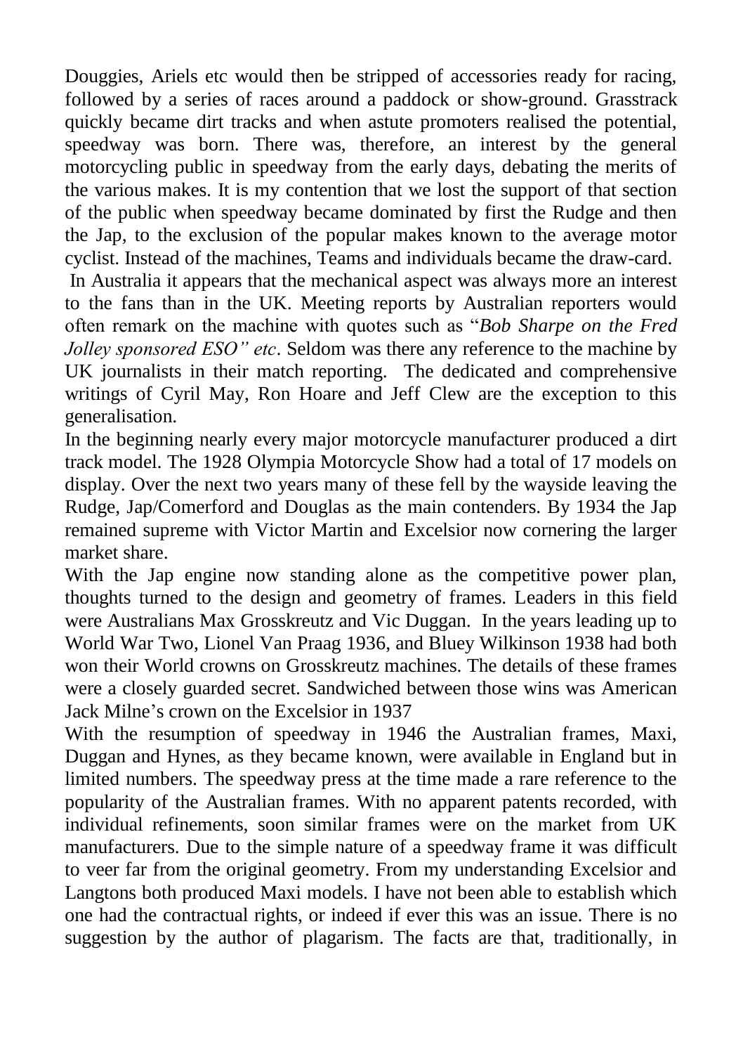Douggies, Ariels etc would then be stripped of accessories ready for racing, followed by a series of races around a paddock or show-ground. Grasstrack quickly became dirt tracks and when astute promoters realised the potential, speedway was born. There was, therefore, an interest by the general motorcycling public in speedway from the early days, debating the merits of the various makes. It is my contention that we lost the support of that section of the public when speedway became dominated by first the Rudge and then the Jap, to the exclusion of the popular makes known to the average motor cyclist. Instead of the machines, Teams and individuals became the draw-card.

In Australia it appears that the mechanical aspect was always more an interest to the fans than in the UK. Meeting reports by Australian reporters would often remark on the machine with quotes such as "*Bob Sharpe on the Fred Jolley sponsored ESO" etc*. Seldom was there any reference to the machine by UK journalists in their match reporting. The dedicated and comprehensive writings of Cyril May, Ron Hoare and Jeff Clew are the exception to this generalisation.

In the beginning nearly every major motorcycle manufacturer produced a dirt track model. The 1928 Olympia Motorcycle Show had a total of 17 models on display. Over the next two years many of these fell by the wayside leaving the Rudge, Jap/Comerford and Douglas as the main contenders. By 1934 the Jap remained supreme with Victor Martin and Excelsior now cornering the larger market share.

With the Jap engine now standing alone as the competitive power plan, thoughts turned to the design and geometry of frames. Leaders in this field were Australians Max Grosskreutz and Vic Duggan. In the years leading up to World War Two, Lionel Van Praag 1936, and Bluey Wilkinson 1938 had both won their World crowns on Grosskreutz machines. The details of these frames were a closely guarded secret. Sandwiched between those wins was American Jack Milne's crown on the Excelsior in 1937

With the resumption of speedway in 1946 the Australian frames, Maxi, Duggan and Hynes, as they became known, were available in England but in limited numbers. The speedway press at the time made a rare reference to the popularity of the Australian frames. With no apparent patents recorded, with individual refinements, soon similar frames were on the market from UK manufacturers. Due to the simple nature of a speedway frame it was difficult to veer far from the original geometry. From my understanding Excelsior and Langtons both produced Maxi models. I have not been able to establish which one had the contractual rights, or indeed if ever this was an issue. There is no suggestion by the author of plagarism. The facts are that, traditionally, in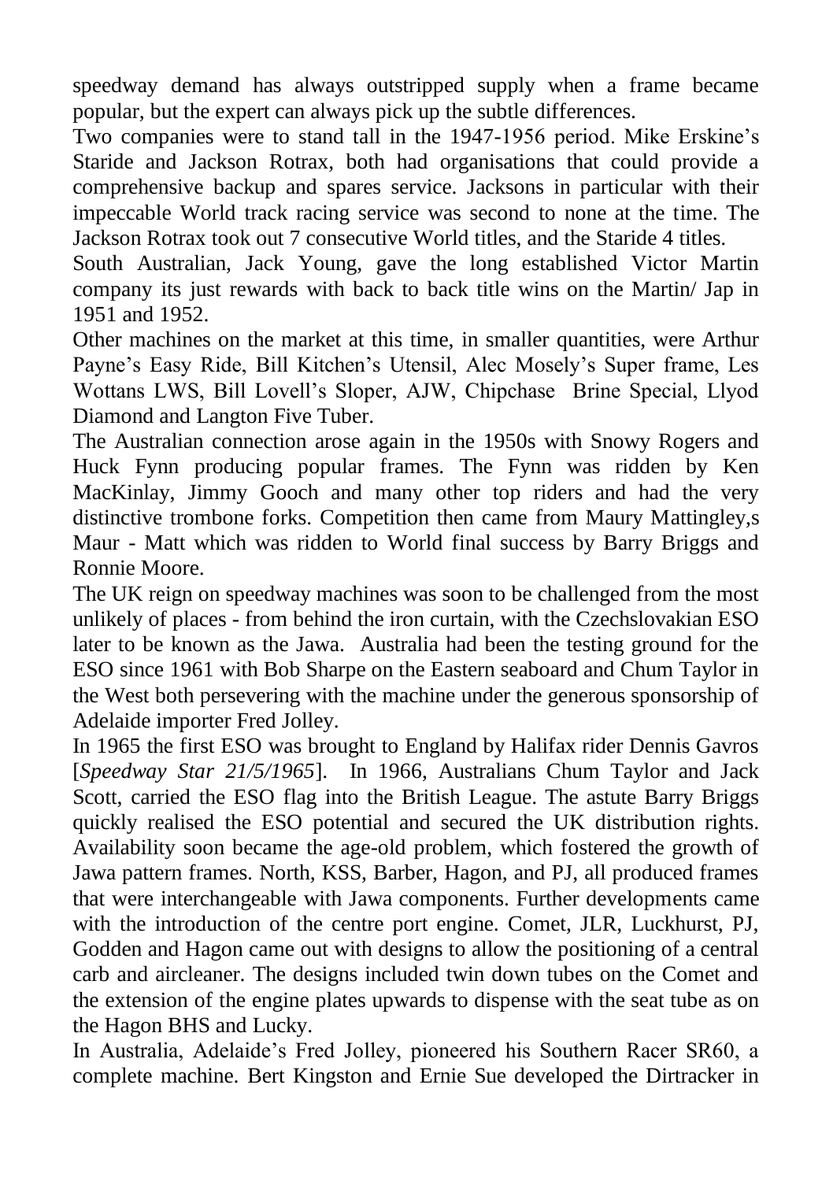speedway demand has always outstripped supply when a frame became popular, but the expert can always pick up the subtle differences.

Two companies were to stand tall in the 1947-1956 period. Mike Erskine's Staride and Jackson Rotrax, both had organisations that could provide a comprehensive backup and spares service. Jacksons in particular with their impeccable World track racing service was second to none at the time. The Jackson Rotrax took out 7 consecutive World titles, and the Staride 4 titles.

South Australian, Jack Young, gave the long established Victor Martin company its just rewards with back to back title wins on the Martin/ Jap in 1951 and 1952.

Other machines on the market at this time, in smaller quantities, were Arthur Payne's Easy Ride, Bill Kitchen's Utensil, Alec Mosely's Super frame, Les Wottans LWS, Bill Lovell's Sloper, AJW, Chipchase Brine Special, Llyod Diamond and Langton Five Tuber.

The Australian connection arose again in the 1950s with Snowy Rogers and Huck Fynn producing popular frames. The Fynn was ridden by Ken MacKinlay, Jimmy Gooch and many other top riders and had the very distinctive trombone forks. Competition then came from Maury Mattingley,s Maur - Matt which was ridden to World final success by Barry Briggs and Ronnie Moore.

The UK reign on speedway machines was soon to be challenged from the most unlikely of places - from behind the iron curtain, with the Czechslovakian ESO later to be known as the Jawa. Australia had been the testing ground for the ESO since 1961 with Bob Sharpe on the Eastern seaboard and Chum Taylor in the West both persevering with the machine under the generous sponsorship of Adelaide importer Fred Jolley.

In 1965 the first ESO was brought to England by Halifax rider Dennis Gavros [*Speedway Star 21/5/1965*]. In 1966, Australians Chum Taylor and Jack Scott, carried the ESO flag into the British League. The astute Barry Briggs quickly realised the ESO potential and secured the UK distribution rights. Availability soon became the age-old problem, which fostered the growth of Jawa pattern frames. North, KSS, Barber, Hagon, and PJ, all produced frames that were interchangeable with Jawa components. Further developments came with the introduction of the centre port engine. Comet, JLR, Luckhurst, PJ, Godden and Hagon came out with designs to allow the positioning of a central carb and aircleaner. The designs included twin down tubes on the Comet and the extension of the engine plates upwards to dispense with the seat tube as on the Hagon BHS and Lucky.

In Australia, Adelaide's Fred Jolley, pioneered his Southern Racer SR60, a complete machine. Bert Kingston and Ernie Sue developed the Dirtracker in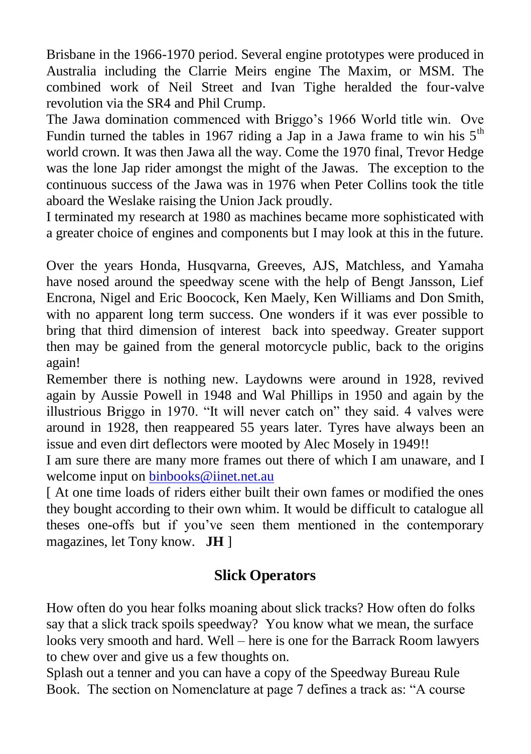Brisbane in the 1966-1970 period. Several engine prototypes were produced in Australia including the Clarrie Meirs engine The Maxim, or MSM. The combined work of Neil Street and Ivan Tighe heralded the four-valve revolution via the SR4 and Phil Crump.

The Jawa domination commenced with Briggo's 1966 World title win. Ove Fundin turned the tables in 1967 riding a Jap in a Jawa frame to win his 5th world crown. It was then Jawa all the way. Come the 1970 final, Trevor Hedge was the lone Jap rider amongst the might of the Jawas. The exception to the continuous success of the Jawa was in 1976 when Peter Collins took the title aboard the Weslake raising the Union Jack proudly.

I terminated my research at 1980 as machines became more sophisticated with a greater choice of engines and components but I may look at this in the future.

Over the years Honda, Husqvarna, Greeves, AJS, Matchless, and Yamaha have nosed around the speedway scene with the help of Bengt Jansson, Lief Encrona, Nigel and Eric Boocock, Ken Maely, Ken Williams and Don Smith, with no apparent long term success. One wonders if it was ever possible to bring that third dimension of interest back into speedway. Greater support then may be gained from the general motorcycle public, back to the origins again!

Remember there is nothing new. Laydowns were around in 1928, revived again by Aussie Powell in 1948 and Wal Phillips in 1950 and again by the illustrious Briggo in 1970. "It will never catch on" they said. 4 valves were around in 1928, then reappeared 55 years later. Tyres have always been an issue and even dirt deflectors were mooted by Alec Mosely in 1949!!

I am sure there are many more frames out there of which I am unaware, and I welcome input on binbooks@iinet.net.au

[ At one time loads of riders either built their own fames or modified the ones they bought according to their own whim. It would be difficult to catalogue all theses one-offs but if you've seen them mentioned in the contemporary magazines, let Tony know. **JH** ]

## Slick Operators

How often do you hear folks moaning about slick tracks? How often do folks say that a slick track spoils speedway? You know what we mean, the surface looks very smooth and hard. Well – here is one for the Barrack Room lawyers to chew over and give us a few thoughts on.

Splash out a tenner and you can have a copy of the Speedway Bureau Rule Book. The section on Nomenclature at page 7 defines a track as: "A course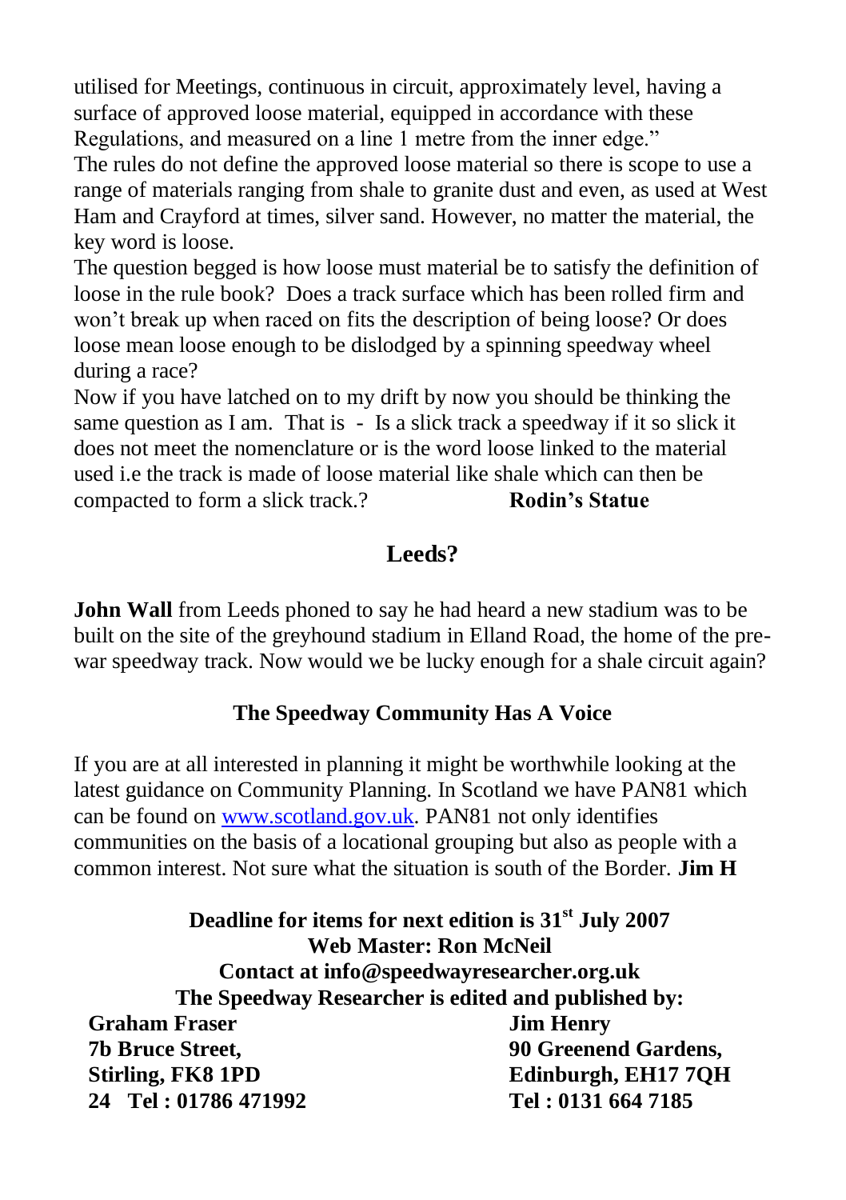utilised for Meetings, continuous in circuit, approximately level, having a surface of approved loose material, equipped in accordance with these Regulations, and measured on a line 1 metre from the inner edge."

The rules do not define the approved loose material so there is scope to use a range of materials ranging from shale to granite dust and even, as used at West Ham and Crayford at times, silver sand. However, no matter the material, the key word is loose.

The question begged is how loose must material be to satisfy the definition of loose in the rule book? Does a track surface which has been rolled firm and won't break up when raced on fits the description of being loose? Or does loose mean loose enough to be dislodged by a spinning speedway wheel during a race?

Now if you have latched on to my drift by now you should be thinking the same question as I am. That is - Is a slick track a speedway if it so slick it does not meet the nomenclature or is the word loose linked to the material used i.e the track is made of loose material like shale which can then be compacted to form a slick track.? **Rodin's Statue**

## Leeds?

**John Wall** from Leeds phoned to say he had heard a new stadium was to be built on the site of the greyhound stadium in Elland Road, the home of the pre-war speedway track. Now would we be lucky enough for a shale circuit again?

### The Speedway Community Has A Voice

If you are at all interested in planning it might be worthwhile looking at the latest guidance on Community Planning. In Scotland we have PAN81 which can be found on www.scotland.gov.uk. PAN81 not only identifies communities on the basis of a locational grouping but also as people with a common interest. Not sure what the situation is south of the Border. **Jim H**

**Deadline for items for next edition is 31st July 2007**
**Web Master: Ron McNeil**
**Contact at info@speedwayresearcher.org.uk**
**The Speedway Researcher is edited and published by:**

**Graham Fraser**
**7b Bruce Street,**
**Stirling, FK8 1PD**
**Tel : 01786 471992**

**Jim Henry**
**90 Greenend Gardens,**
**Edinburgh, EH17 7QH**
**Tel : 0131 664 7185**